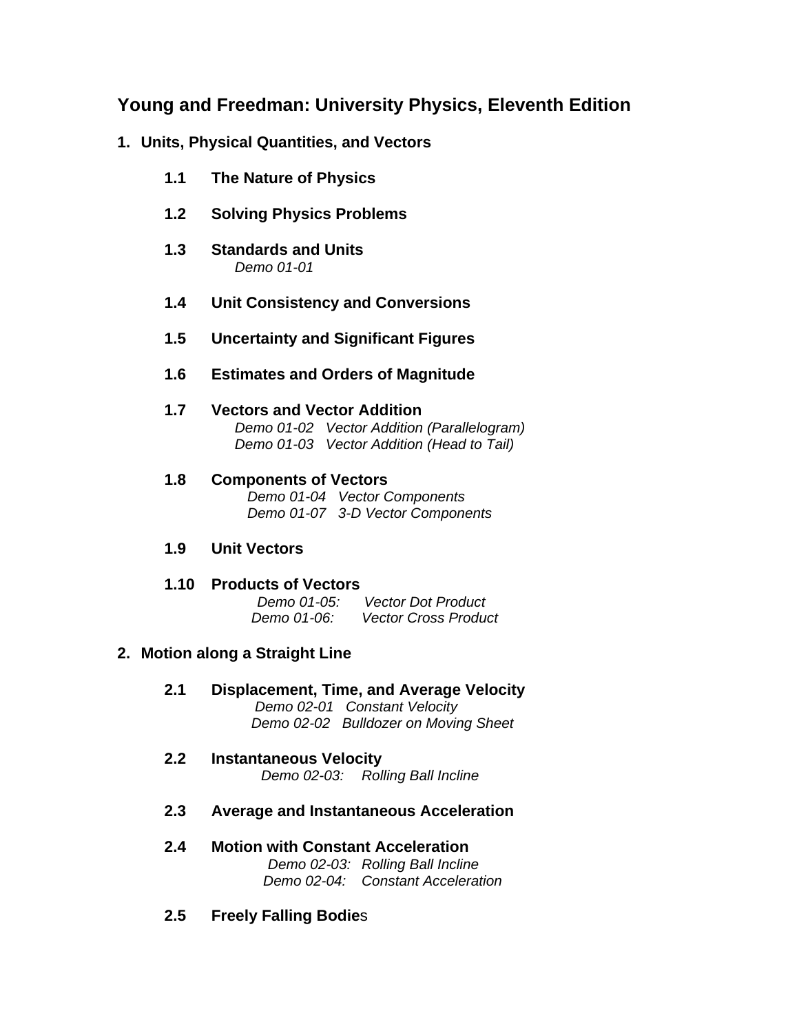# Young and Freedman: University Physics, Eleventh Edition

## 1. Units, Physical Quantities, and Vectors

### 1.1 The Nature of Physics

### 1.2 Solving Physics Problems

### 1.3 Standards and Units

*Demo 01-01*

### 1.4 Unit Consistency and Conversions

### 1.5 Uncertainty and Significant Figures

### 1.6 Estimates and Orders of Magnitude

### 1.7 Vectors and Vector Addition

*Demo 01-02 Vector Addition (Parallelogram)*
*Demo 01-03 Vector Addition (Head to Tail)*

### 1.8 Components of Vectors

*Demo 01-04 Vector Components*
*Demo 01-07 3-D Vector Components*

### 1.9 Unit Vectors

### 1.10 Products of Vectors

*Demo 01-05: Vector Dot Product*
*Demo 01-06: Vector Cross Product*

## 2. Motion along a Straight Line

### 2.1 Displacement, Time, and Average Velocity

*Demo 02-01 Constant Velocity*
*Demo 02-02 Bulldozer on Moving Sheet*

### 2.2 Instantaneous Velocity

*Demo 02-03: Rolling Ball Incline*

### 2.3 Average and Instantaneous Acceleration

### 2.4 Motion with Constant Acceleration

*Demo 02-03: Rolling Ball Incline*
*Demo 02-04: Constant Acceleration*

### 2.5 Freely Falling Bodies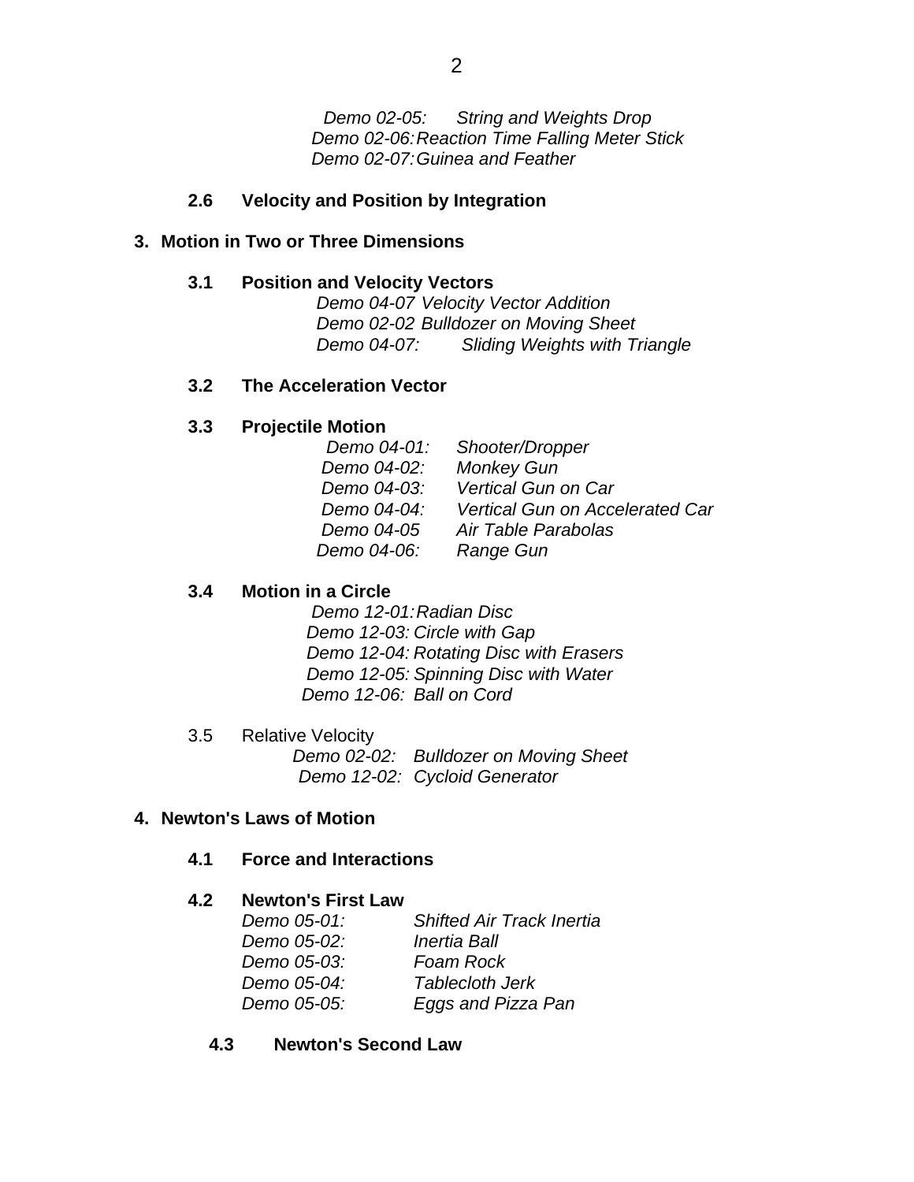*Demo 02-05: String and Weights Drop*
*Demo 02-06: Reaction Time Falling Meter Stick*
*Demo 02-07: Guinea and Feather*

### 2.6 Velocity and Position by Integration

## 3. Motion in Two or Three Dimensions

### 3.1 Position and Velocity Vectors

*Demo 04-07 Velocity Vector Addition*
*Demo 02-02 Bulldozer on Moving Sheet*
*Demo 04-07: Sliding Weights with Triangle*

### 3.2 The Acceleration Vector

### 3.3 Projectile Motion

*Demo 04-01: Shooter/Dropper*
*Demo 04-02: Monkey Gun*
*Demo 04-03: Vertical Gun on Car*
*Demo 04-04: Vertical Gun on Accelerated Car*
*Demo 04-05 Air Table Parabolas*
*Demo 04-06: Range Gun*

### 3.4 Motion in a Circle

*Demo 12-01: Radian Disc*
*Demo 12-03: Circle with Gap*
*Demo 12-04: Rotating Disc with Erasers*
*Demo 12-05: Spinning Disc with Water*
*Demo 12-06: Ball on Cord*

3.5 Relative Velocity

*Demo 02-02: Bulldozer on Moving Sheet*
*Demo 12-02: Cycloid Generator*

## 4. Newton's Laws of Motion

### 4.1 Force and Interactions

### 4.2 Newton's First Law

*Demo 05-01: Shifted Air Track Inertia*
*Demo 05-02: Inertia Ball*
*Demo 05-03: Foam Rock*
*Demo 05-04: Tablecloth Jerk*
*Demo 05-05: Eggs and Pizza Pan*

### 4.3 Newton's Second Law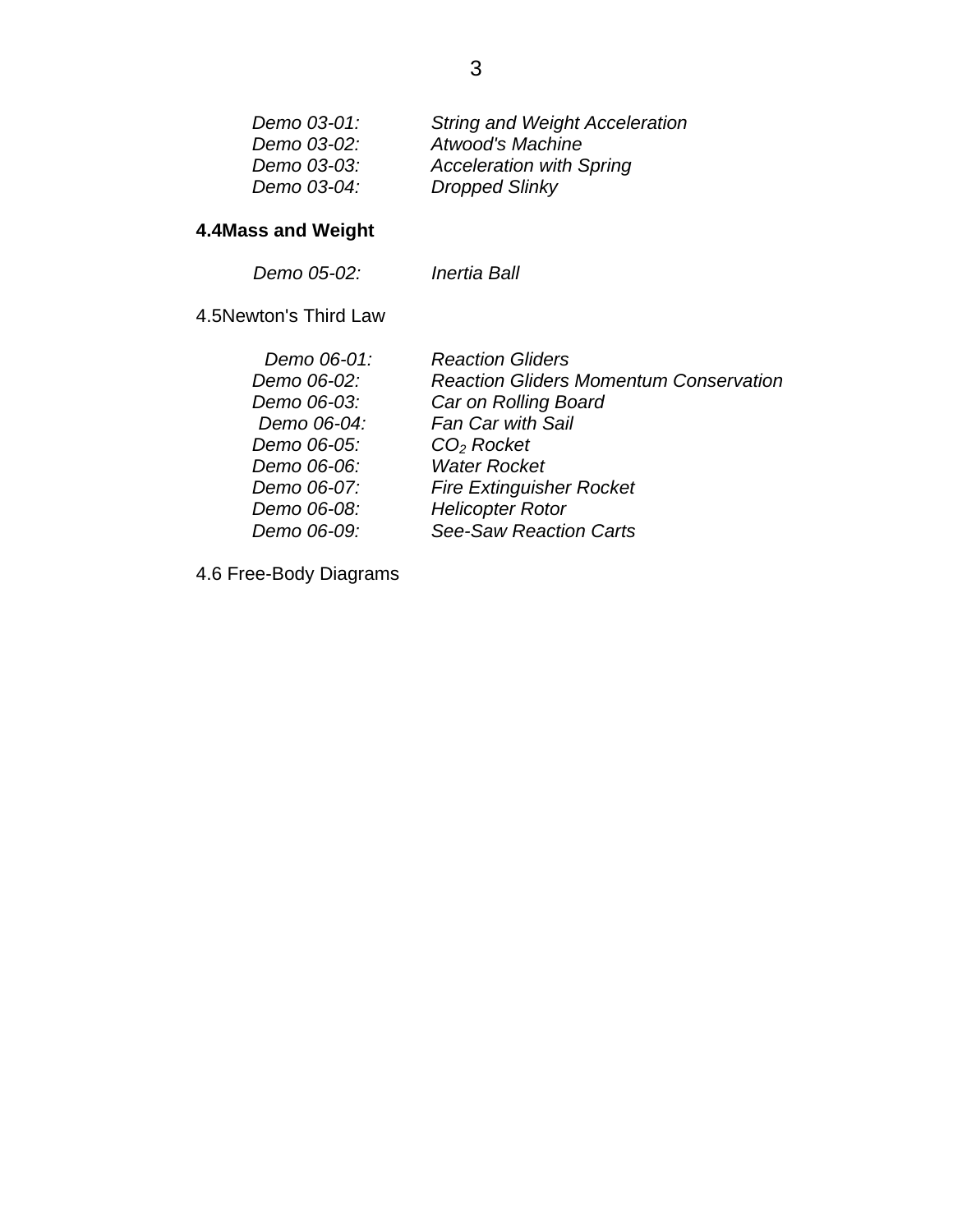| | |
|---|---|
| *Demo 03-01:* | *String and Weight Acceleration* |
| *Demo 03-02:* | *Atwood's Machine* |
| *Demo 03-03:* | *Acceleration with Spring* |
| *Demo 03-04:* | *Dropped Slinky* |

**4.4Mass and Weight**

| | |
|---|---|
| *Demo 05-02:* | *Inertia Ball* |

4.5Newton's Third Law

| | |
|---|---|
| *Demo 06-01:* | *Reaction Gliders* |
| *Demo 06-02:* | *Reaction Gliders Momentum Conservation* |
| *Demo 06-03:* | *Car on Rolling Board* |
| *Demo 06-04:* | *Fan Car with Sail* |
| *Demo 06-05:* | *$CO_2$ Rocket* |
| *Demo 06-06:* | *Water Rocket* |
| *Demo 06-07:* | *Fire Extinguisher Rocket* |
| *Demo 06-08:* | *Helicopter Rotor* |
| *Demo 06-09:* | *See-Saw Reaction Carts* |

4.6 Free-Body Diagrams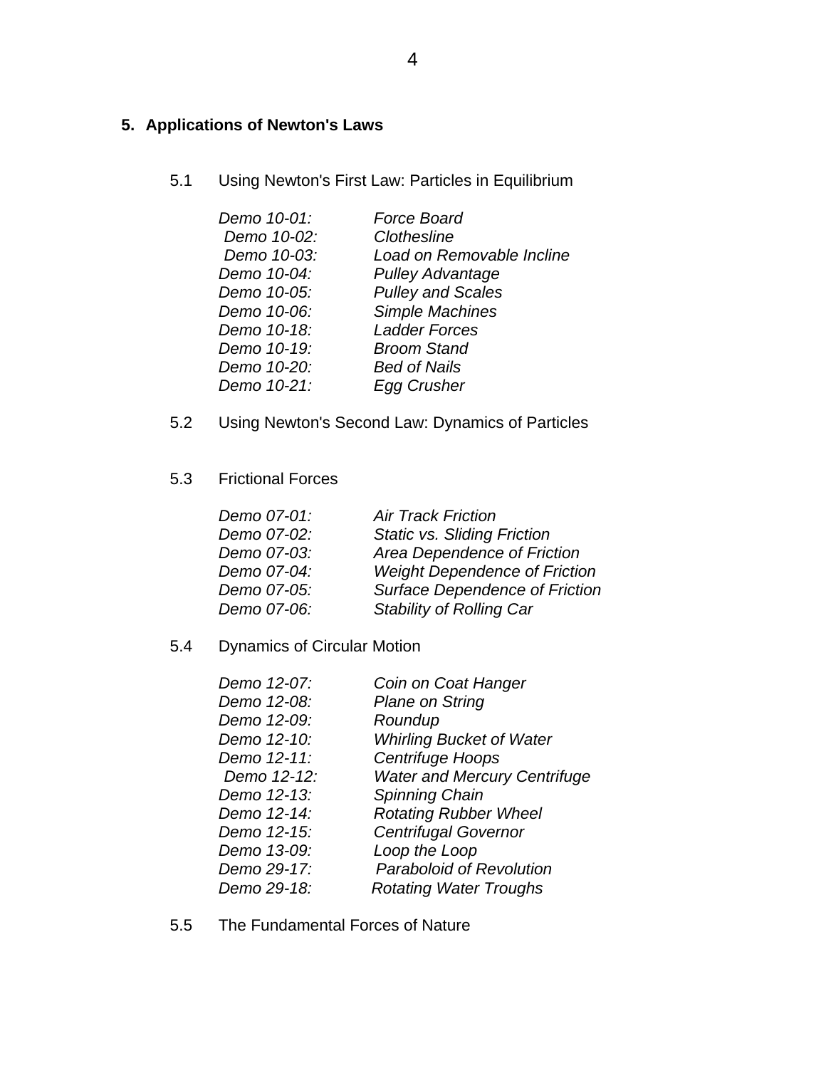## 5. Applications of Newton's Laws

### 5.1 Using Newton's First Law: Particles in Equilibrium

| | |
|---|---|
| *Demo 10-01:* | *Force Board* |
| *Demo 10-02:* | *Clothesline* |
| *Demo 10-03:* | *Load on Removable Incline* |
| *Demo 10-04:* | *Pulley Advantage* |
| *Demo 10-05:* | *Pulley and Scales* |
| *Demo 10-06:* | *Simple Machines* |
| *Demo 10-18:* | *Ladder Forces* |
| *Demo 10-19:* | *Broom Stand* |
| *Demo 10-20:* | *Bed of Nails* |
| *Demo 10-21:* | *Egg Crusher* |

### 5.2 Using Newton's Second Law: Dynamics of Particles

### 5.3 Frictional Forces

| | |
|---|---|
| *Demo 07-01:* | *Air Track Friction* |
| *Demo 07-02:* | *Static vs. Sliding Friction* |
| *Demo 07-03:* | *Area Dependence of Friction* |
| *Demo 07-04:* | *Weight Dependence of Friction* |
| *Demo 07-05:* | *Surface Dependence of Friction* |
| *Demo 07-06:* | *Stability of Rolling Car* |

### 5.4 Dynamics of Circular Motion

| | |
|---|---|
| *Demo 12-07:* | *Coin on Coat Hanger* |
| *Demo 12-08:* | *Plane on String* |
| *Demo 12-09:* | *Roundup* |
| *Demo 12-10:* | *Whirling Bucket of Water* |
| *Demo 12-11:* | *Centrifuge Hoops* |
| *Demo 12-12:* | *Water and Mercury Centrifuge* |
| *Demo 12-13:* | *Spinning Chain* |
| *Demo 12-14:* | *Rotating Rubber Wheel* |
| *Demo 12-15:* | *Centrifugal Governor* |
| *Demo 13-09:* | *Loop the Loop* |
| *Demo 29-17:* | *Paraboloid of Revolution* |
| *Demo 29-18:* | *Rotating Water Troughs* |

### 5.5 The Fundamental Forces of Nature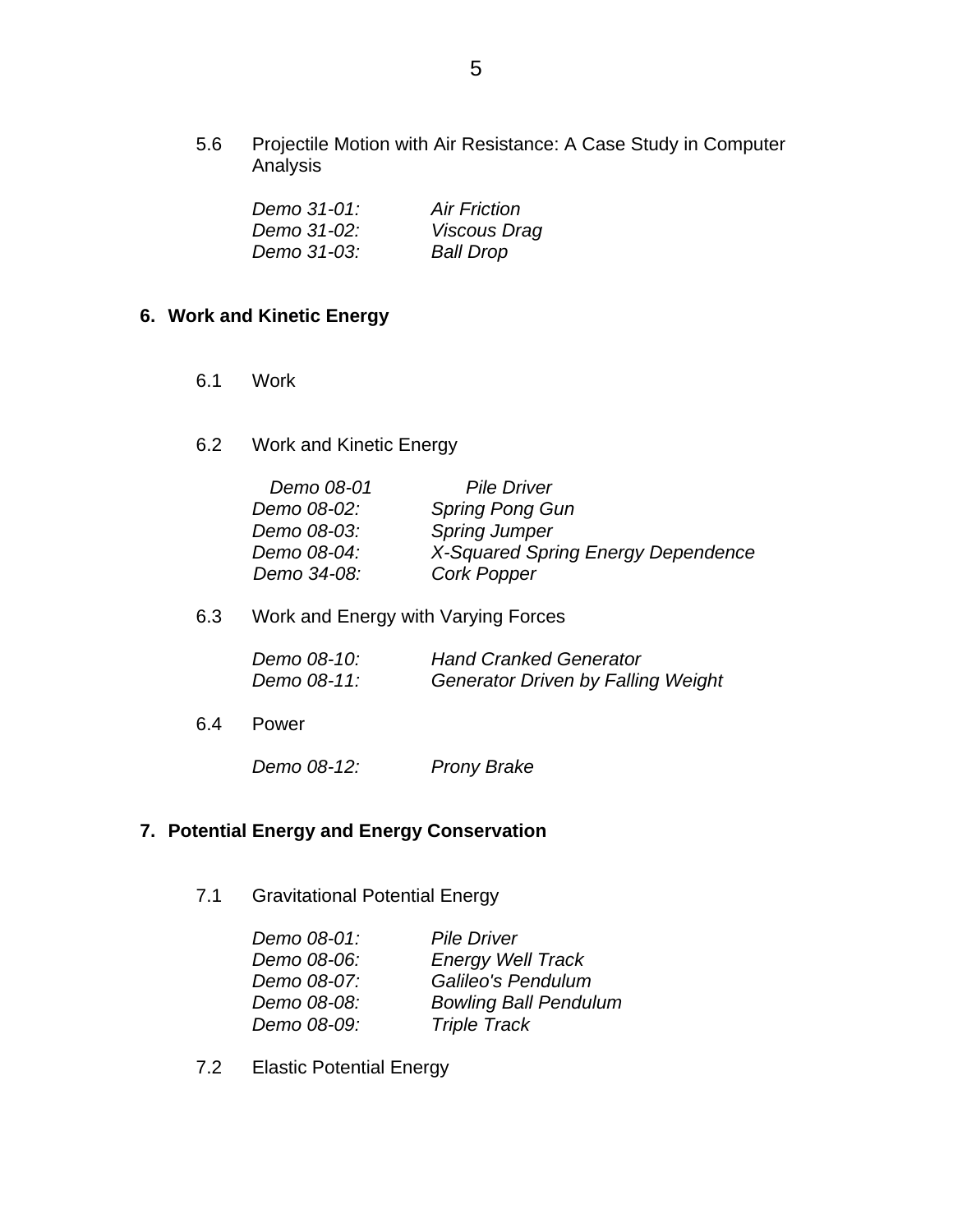5.6 Projectile Motion with Air Resistance: A Case Study in Computer Analysis

*Demo 31-01:* *Air Friction*
*Demo 31-02:* *Viscous Drag*
*Demo 31-03:* *Ball Drop*

## 6. Work and Kinetic Energy

6.1 Work

6.2 Work and Kinetic Energy

*Demo 08-01* *Pile Driver*
*Demo 08-02:* *Spring Pong Gun*
*Demo 08-03:* *Spring Jumper*
*Demo 08-04:* *X-Squared Spring Energy Dependence*
*Demo 34-08:* *Cork Popper*

6.3 Work and Energy with Varying Forces

*Demo 08-10:* *Hand Cranked Generator*
*Demo 08-11:* *Generator Driven by Falling Weight*

6.4 Power

*Demo 08-12:* *Prony Brake*

## 7. Potential Energy and Energy Conservation

7.1 Gravitational Potential Energy

*Demo 08-01:* *Pile Driver*
*Demo 08-06:* *Energy Well Track*
*Demo 08-07:* *Galileo's Pendulum*
*Demo 08-08:* *Bowling Ball Pendulum*
*Demo 08-09:* *Triple Track*

7.2 Elastic Potential Energy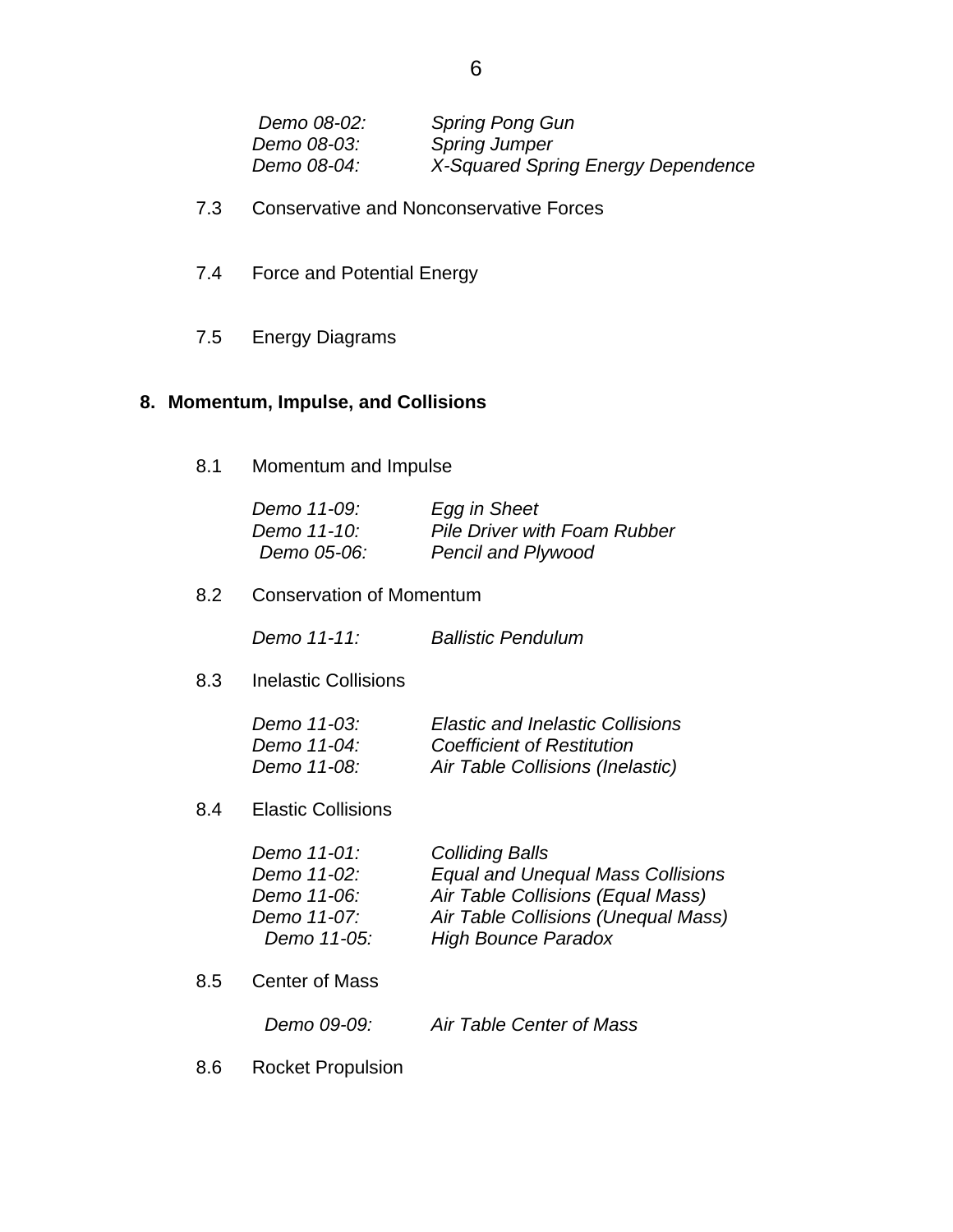*Demo 08-02:* *Spring Pong Gun*
*Demo 08-03:* *Spring Jumper*
*Demo 08-04:* *X-Squared Spring Energy Dependence*

7.3 Conservative and Nonconservative Forces

7.4 Force and Potential Energy

7.5 Energy Diagrams

## 8. Momentum, Impulse, and Collisions

8.1 Momentum and Impulse

*Demo 11-09:* *Egg in Sheet*
*Demo 11-10:* *Pile Driver with Foam Rubber*
*Demo 05-06:* *Pencil and Plywood*

8.2 Conservation of Momentum

*Demo 11-11:* *Ballistic Pendulum*

8.3 Inelastic Collisions

*Demo 11-03:* *Elastic and Inelastic Collisions*
*Demo 11-04:* *Coefficient of Restitution*
*Demo 11-08:* *Air Table Collisions (Inelastic)*

8.4 Elastic Collisions

*Demo 11-01:* *Colliding Balls*
*Demo 11-02:* *Equal and Unequal Mass Collisions*
*Demo 11-06:* *Air Table Collisions (Equal Mass)*
*Demo 11-07:* *Air Table Collisions (Unequal Mass)*
*Demo 11-05:* *High Bounce Paradox*

8.5 Center of Mass

*Demo 09-09:* *Air Table Center of Mass*

8.6 Rocket Propulsion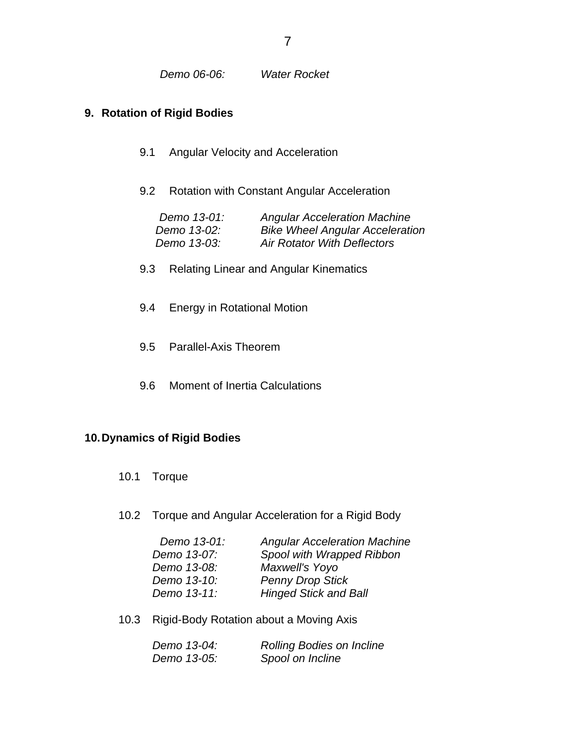*Demo 06-06: Water Rocket*

## 9. Rotation of Rigid Bodies

9.1 Angular Velocity and Acceleration

9.2 Rotation with Constant Angular Acceleration

*Demo 13-01: Angular Acceleration Machine*
*Demo 13-02: Bike Wheel Angular Acceleration*
*Demo 13-03: Air Rotator With Deflectors*

9.3 Relating Linear and Angular Kinematics

9.4 Energy in Rotational Motion

9.5 Parallel-Axis Theorem

9.6 Moment of Inertia Calculations

## 10. Dynamics of Rigid Bodies

10.1 Torque

10.2 Torque and Angular Acceleration for a Rigid Body

*Demo 13-01: Angular Acceleration Machine*
*Demo 13-07: Spool with Wrapped Ribbon*
*Demo 13-08: Maxwell's Yoyo*
*Demo 13-10: Penny Drop Stick*
*Demo 13-11: Hinged Stick and Ball*

10.3 Rigid-Body Rotation about a Moving Axis

*Demo 13-04: Rolling Bodies on Incline*
*Demo 13-05: Spool on Incline*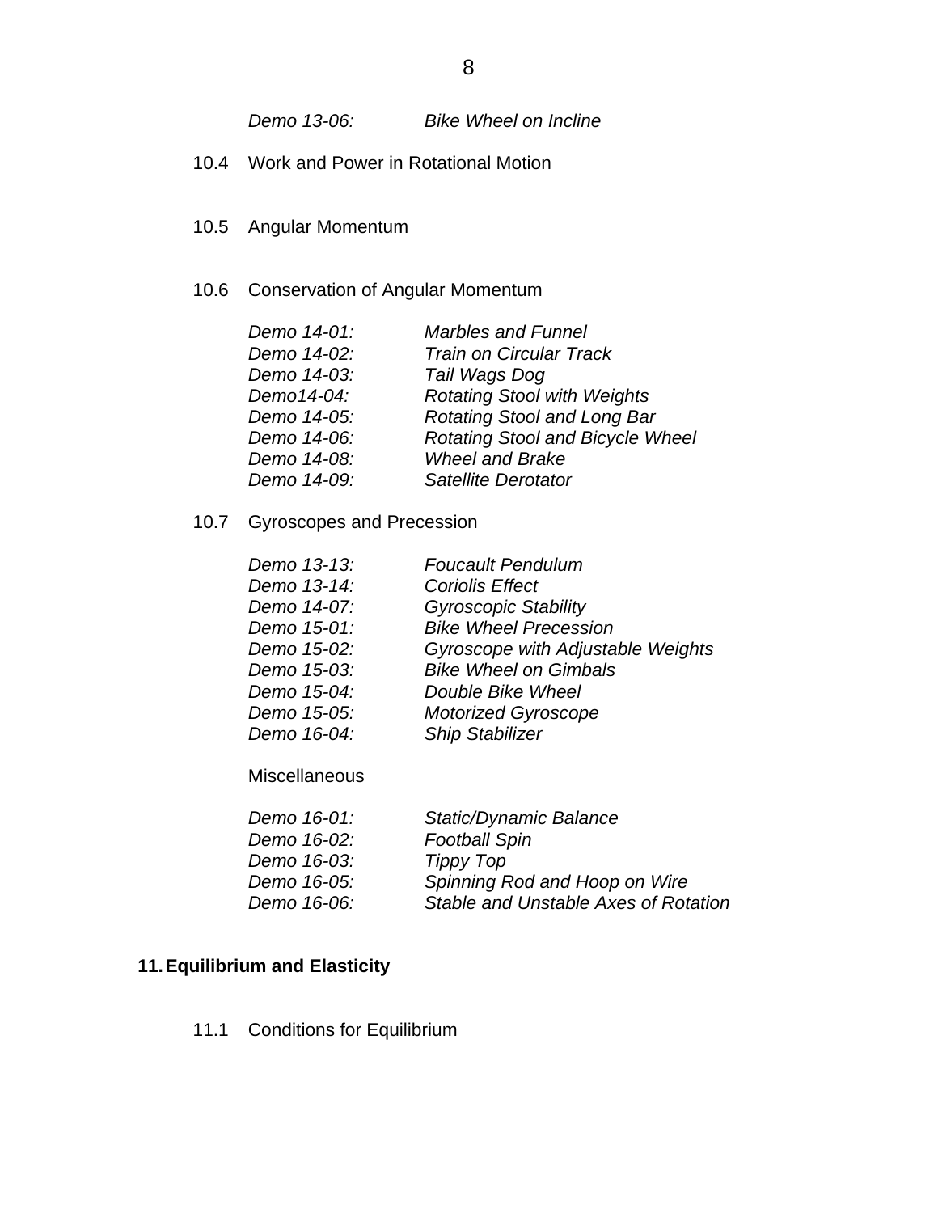*Demo 13-06:* *Bike Wheel on Incline*

10.4 Work and Power in Rotational Motion

10.5 Angular Momentum

10.6 Conservation of Angular Momentum

| | |
|---|---|
| *Demo 14-01:* | *Marbles and Funnel* |
| *Demo 14-02:* | *Train on Circular Track* |
| *Demo 14-03:* | *Tail Wags Dog* |
| *Demo14-04:* | *Rotating Stool with Weights* |
| *Demo 14-05:* | *Rotating Stool and Long Bar* |
| *Demo 14-06:* | *Rotating Stool and Bicycle Wheel* |
| *Demo 14-08:* | *Wheel and Brake* |
| *Demo 14-09:* | *Satellite Derotator* |

10.7 Gyroscopes and Precession

| | |
|---|---|
| *Demo 13-13:* | *Foucault Pendulum* |
| *Demo 13-14:* | *Coriolis Effect* |
| *Demo 14-07:* | *Gyroscopic Stability* |
| *Demo 15-01:* | *Bike Wheel Precession* |
| *Demo 15-02:* | *Gyroscope with Adjustable Weights* |
| *Demo 15-03:* | *Bike Wheel on Gimbals* |
| *Demo 15-04:* | *Double Bike Wheel* |
| *Demo 15-05:* | *Motorized Gyroscope* |
| *Demo 16-04:* | *Ship Stabilizer* |

Miscellaneous

| | |
|---|---|
| *Demo 16-01:* | *Static/Dynamic Balance* |
| *Demo 16-02:* | *Football Spin* |
| *Demo 16-03:* | *Tippy Top* |
| *Demo 16-05:* | *Spinning Rod and Hoop on Wire* |
| *Demo 16-06:* | *Stable and Unstable Axes of Rotation* |

## 11. Equilibrium and Elasticity

11.1 Conditions for Equilibrium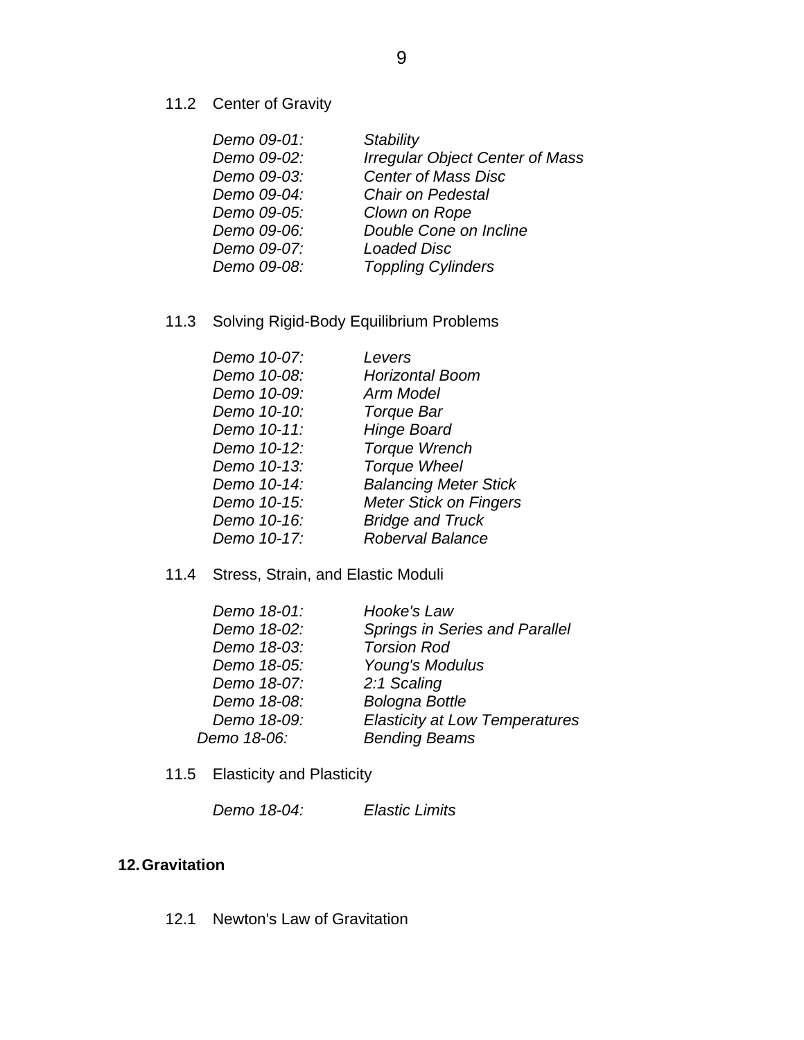11.2 Center of Gravity

*Demo 09-01:* *Stability*
*Demo 09-02:* *Irregular Object Center of Mass*
*Demo 09-03:* *Center of Mass Disc*
*Demo 09-04:* *Chair on Pedestal*
*Demo 09-05:* *Clown on Rope*
*Demo 09-06:* *Double Cone on Incline*
*Demo 09-07:* *Loaded Disc*
*Demo 09-08:* *Toppling Cylinders*

11.3 Solving Rigid-Body Equilibrium Problems

*Demo 10-07:* *Levers*
*Demo 10-08:* *Horizontal Boom*
*Demo 10-09:* *Arm Model*
*Demo 10-10:* *Torque Bar*
*Demo 10-11:* *Hinge Board*
*Demo 10-12:* *Torque Wrench*
*Demo 10-13:* *Torque Wheel*
*Demo 10-14:* *Balancing Meter Stick*
*Demo 10-15:* *Meter Stick on Fingers*
*Demo 10-16:* *Bridge and Truck*
*Demo 10-17:* *Roberval Balance*

11.4 Stress, Strain, and Elastic Moduli

*Demo 18-01:* *Hooke's Law*
*Demo 18-02:* *Springs in Series and Parallel*
*Demo 18-03:* *Torsion Rod*
*Demo 18-05:* *Young's Modulus*
*Demo 18-07:* *2:1 Scaling*
*Demo 18-08:* *Bologna Bottle*
*Demo 18-09:* *Elasticity at Low Temperatures*
*Demo 18-06:* *Bending Beams*

11.5 Elasticity and Plasticity

*Demo 18-04:* *Elastic Limits*

## 12. Gravitation

12.1 Newton's Law of Gravitation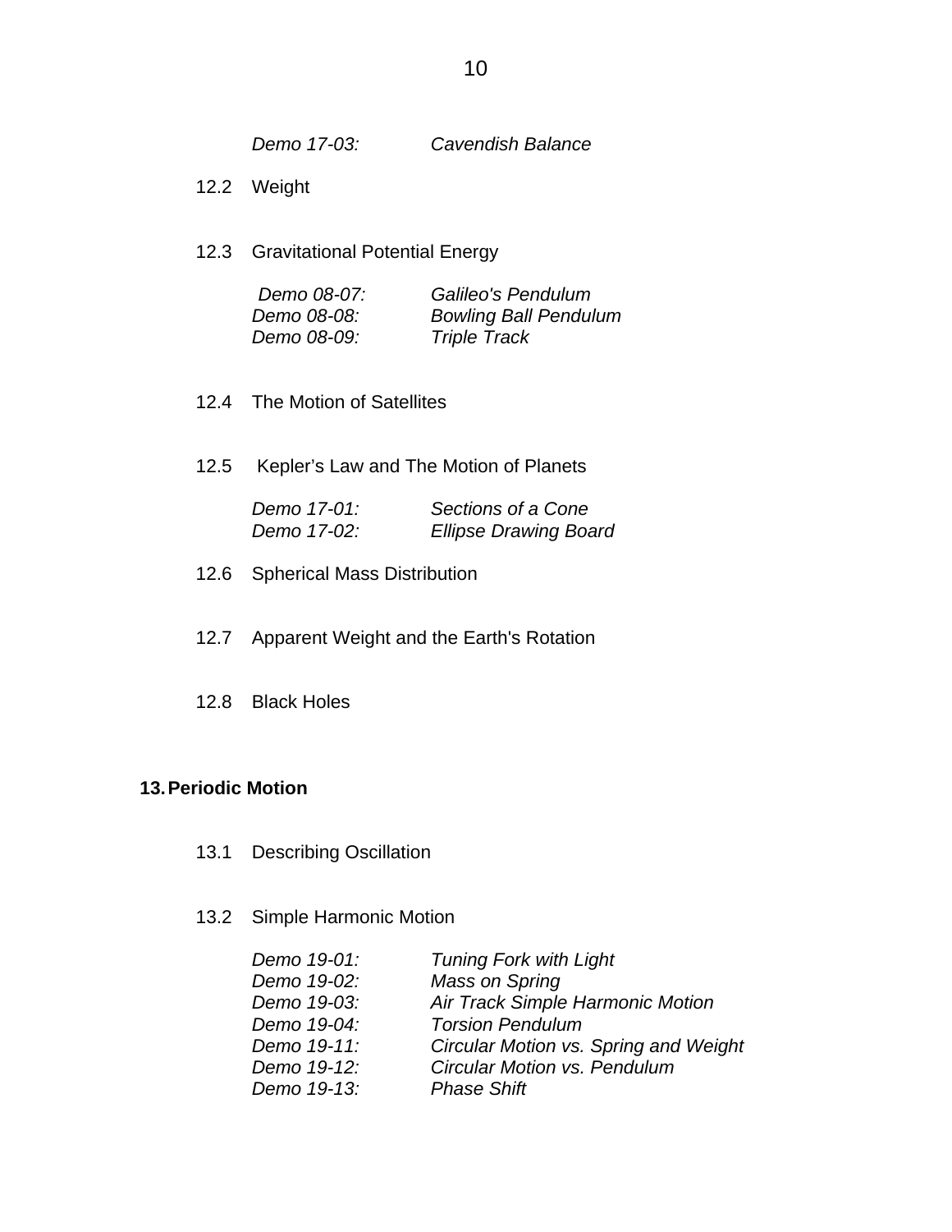*Demo 17-03: Cavendish Balance*

12.2 Weight

12.3 Gravitational Potential Energy

*Demo 08-07: Galileo's Pendulum*
*Demo 08-08: Bowling Ball Pendulum*
*Demo 08-09: Triple Track*

12.4 The Motion of Satellites

12.5 Kepler's Law and The Motion of Planets

*Demo 17-01: Sections of a Cone*
*Demo 17-02: Ellipse Drawing Board*

12.6 Spherical Mass Distribution

12.7 Apparent Weight and the Earth's Rotation

12.8 Black Holes

## 13. Periodic Motion

13.1 Describing Oscillation

13.2 Simple Harmonic Motion

*Demo 19-01: Tuning Fork with Light*
*Demo 19-02: Mass on Spring*
*Demo 19-03: Air Track Simple Harmonic Motion*
*Demo 19-04: Torsion Pendulum*
*Demo 19-11: Circular Motion vs. Spring and Weight*
*Demo 19-12: Circular Motion vs. Pendulum*
*Demo 19-13: Phase Shift*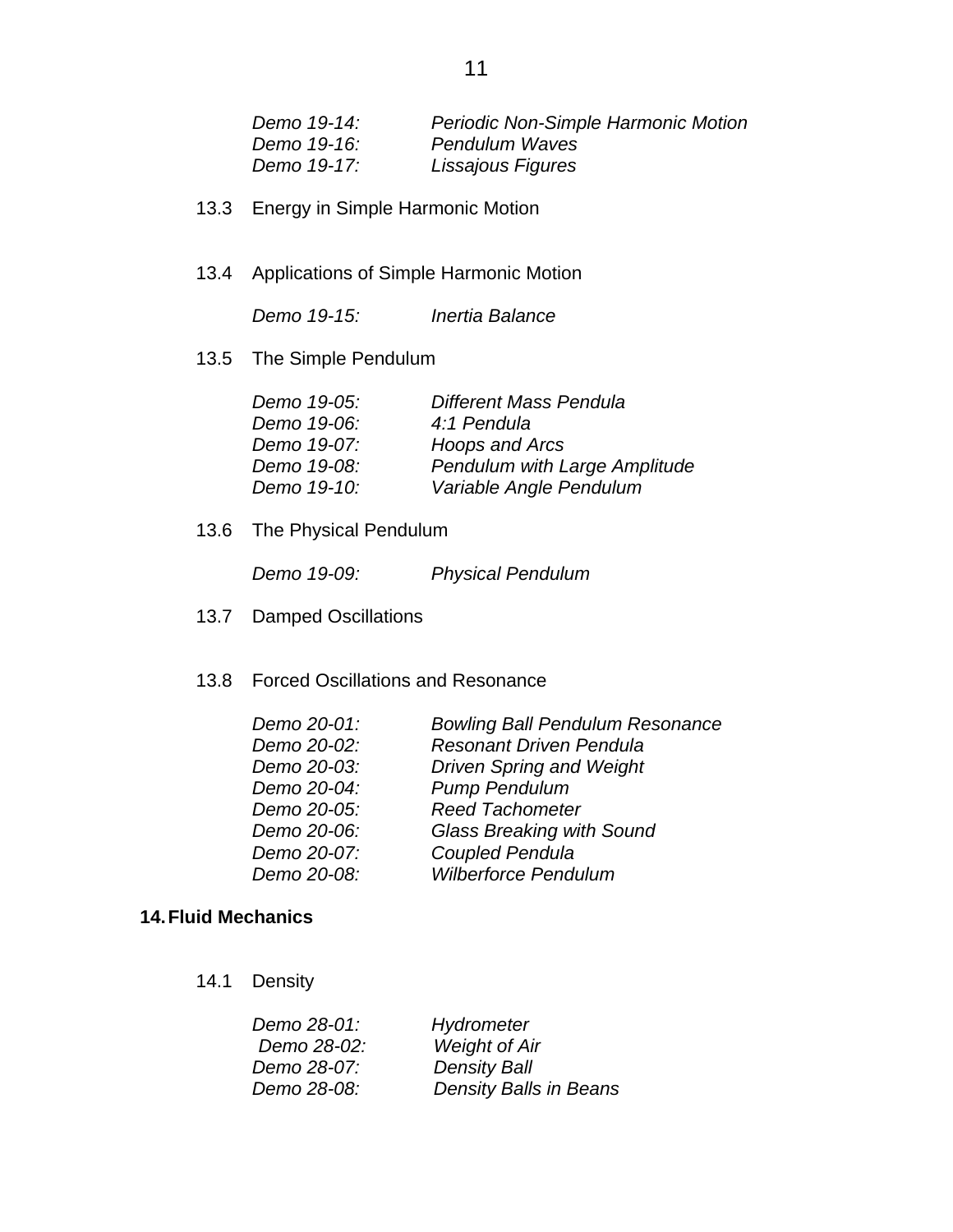*Demo 19-14:* *Periodic Non-Simple Harmonic Motion*
*Demo 19-16:* *Pendulum Waves*
*Demo 19-17:* *Lissajous Figures*

13.3 Energy in Simple Harmonic Motion

13.4 Applications of Simple Harmonic Motion

*Demo 19-15:* *Inertia Balance*

13.5 The Simple Pendulum

*Demo 19-05:* *Different Mass Pendula*
*Demo 19-06:* *4:1 Pendula*
*Demo 19-07:* *Hoops and Arcs*
*Demo 19-08:* *Pendulum with Large Amplitude*
*Demo 19-10:* *Variable Angle Pendulum*

13.6 The Physical Pendulum

*Demo 19-09:* *Physical Pendulum*

13.7 Damped Oscillations

13.8 Forced Oscillations and Resonance

*Demo 20-01:* *Bowling Ball Pendulum Resonance*
*Demo 20-02:* *Resonant Driven Pendula*
*Demo 20-03:* *Driven Spring and Weight*
*Demo 20-04:* *Pump Pendulum*
*Demo 20-05:* *Reed Tachometer*
*Demo 20-06:* *Glass Breaking with Sound*
*Demo 20-07:* *Coupled Pendula*
*Demo 20-08:* *Wilberforce Pendulum*

## 14. Fluid Mechanics

14.1 Density

*Demo 28-01:* *Hydrometer*
*Demo 28-02:* *Weight of Air*
*Demo 28-07:* *Density Ball*
*Demo 28-08:* *Density Balls in Beans*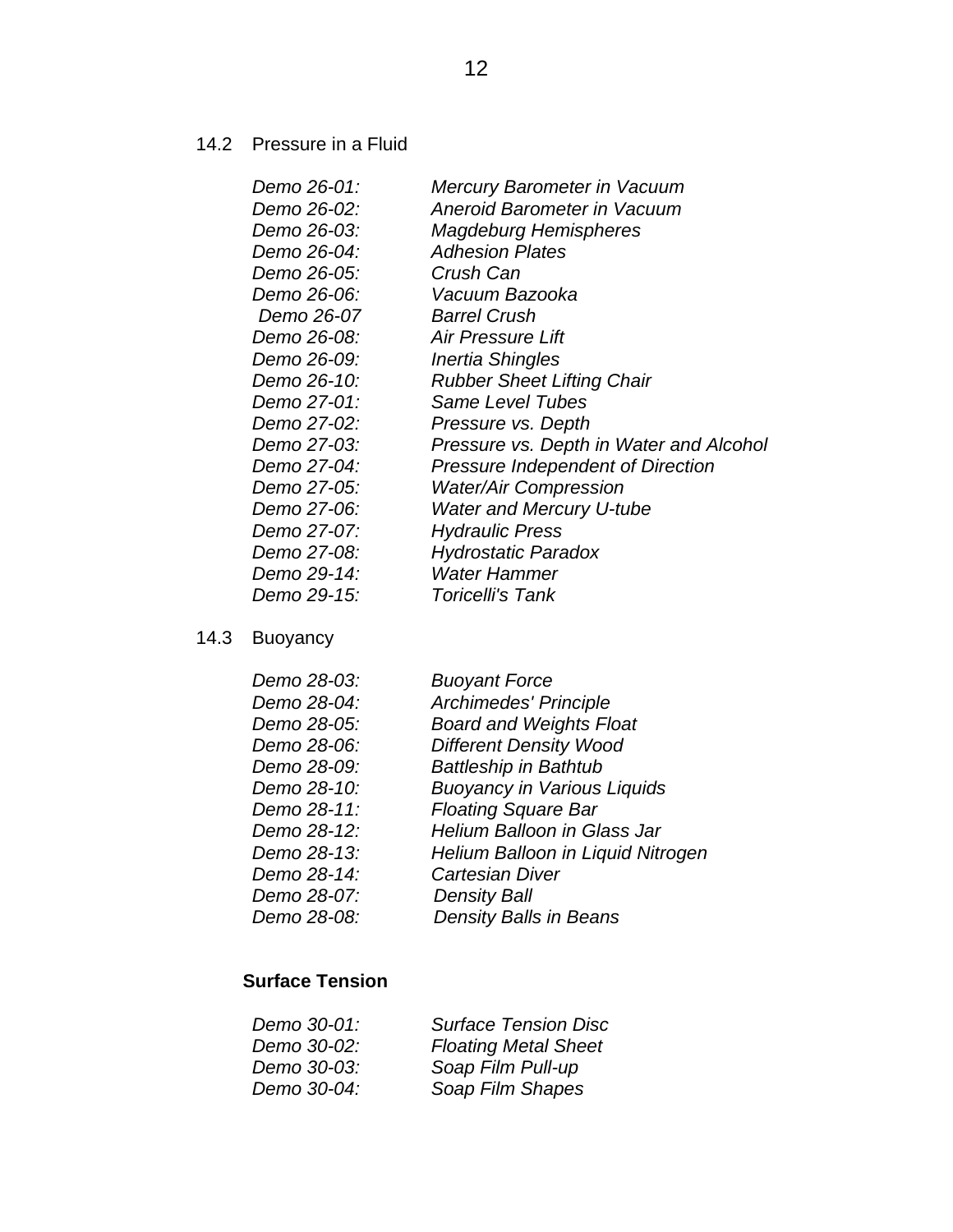## 14.2 Pressure in a Fluid

| | |
|---|---|
| *Demo 26-01:* | *Mercury Barometer in Vacuum* |
| *Demo 26-02:* | *Aneroid Barometer in Vacuum* |
| *Demo 26-03:* | *Magdeburg Hemispheres* |
| *Demo 26-04:* | *Adhesion Plates* |
| *Demo 26-05:* | *Crush Can* |
| *Demo 26-06:* | *Vacuum Bazooka* |
| *Demo 26-07* | *Barrel Crush* |
| *Demo 26-08:* | *Air Pressure Lift* |
| *Demo 26-09:* | *Inertia Shingles* |
| *Demo 26-10:* | *Rubber Sheet Lifting Chair* |
| *Demo 27-01:* | *Same Level Tubes* |
| *Demo 27-02:* | *Pressure vs. Depth* |
| *Demo 27-03:* | *Pressure vs. Depth in Water and Alcohol* |
| *Demo 27-04:* | *Pressure Independent of Direction* |
| *Demo 27-05:* | *Water/Air Compression* |
| *Demo 27-06:* | *Water and Mercury U-tube* |
| *Demo 27-07:* | *Hydraulic Press* |
| *Demo 27-08:* | *Hydrostatic Paradox* |
| *Demo 29-14:* | *Water Hammer* |
| *Demo 29-15:* | *Toricelli's Tank* |

## 14.3 Buoyancy

| | |
|---|---|
| *Demo 28-03:* | *Buoyant Force* |
| *Demo 28-04:* | *Archimedes' Principle* |
| *Demo 28-05:* | *Board and Weights Float* |
| *Demo 28-06:* | *Different Density Wood* |
| *Demo 28-09:* | *Battleship in Bathtub* |
| *Demo 28-10:* | *Buoyancy in Various Liquids* |
| *Demo 28-11:* | *Floating Square Bar* |
| *Demo 28-12:* | *Helium Balloon in Glass Jar* |
| *Demo 28-13:* | *Helium Balloon in Liquid Nitrogen* |
| *Demo 28-14:* | *Cartesian Diver* |
| *Demo 28-07:* | *Density Ball* |
| *Demo 28-08:* | *Density Balls in Beans* |

## Surface Tension

| | |
|---|---|
| *Demo 30-01:* | *Surface Tension Disc* |
| *Demo 30-02:* | *Floating Metal Sheet* |
| *Demo 30-03:* | *Soap Film Pull-up* |
| *Demo 30-04:* | *Soap Film Shapes* |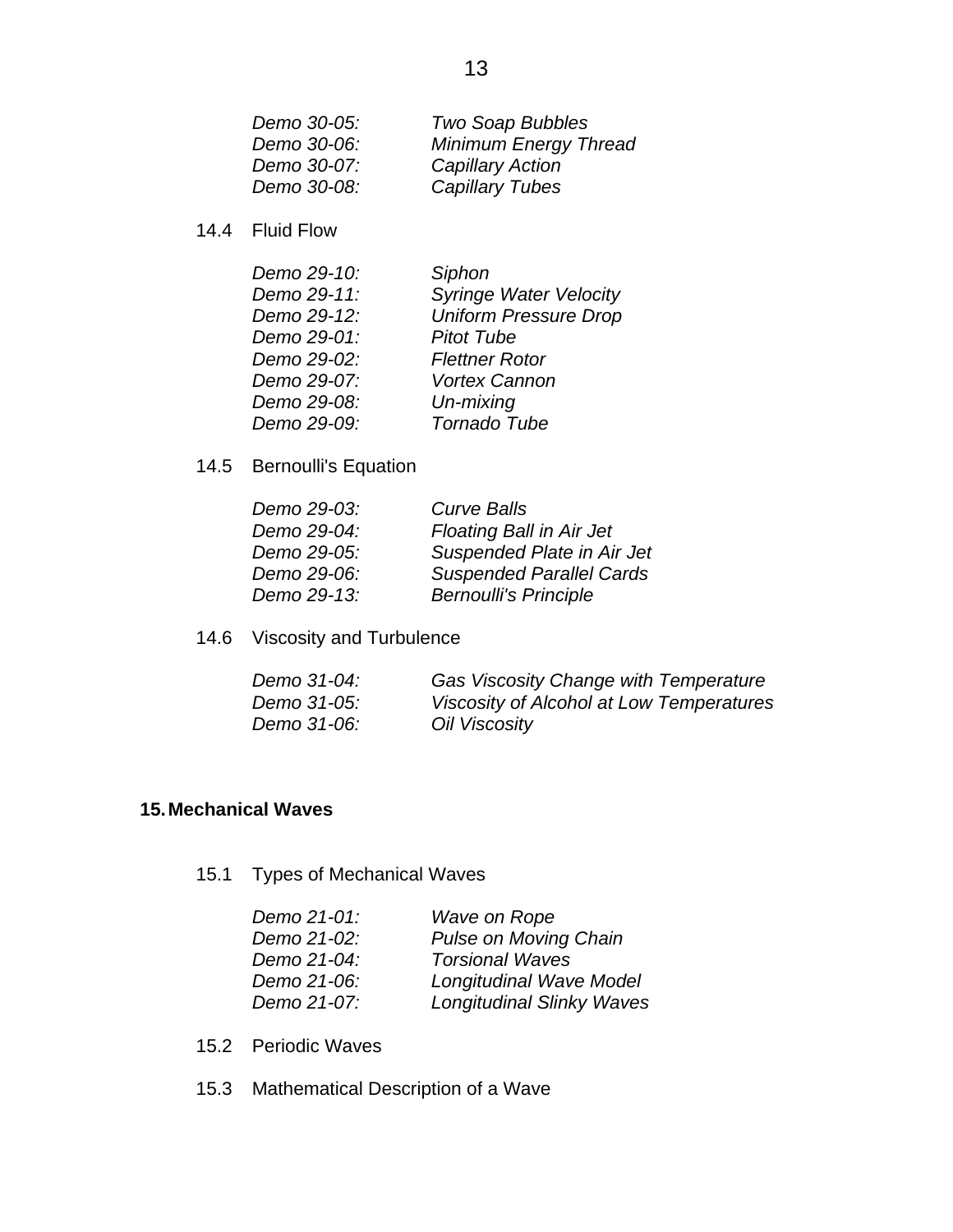*Demo 30-05:* *Two Soap Bubbles*
*Demo 30-06:* *Minimum Energy Thread*
*Demo 30-07:* *Capillary Action*
*Demo 30-08:* *Capillary Tubes*

### 14.4 Fluid Flow

*Demo 29-10:* *Siphon*
*Demo 29-11:* *Syringe Water Velocity*
*Demo 29-12:* *Uniform Pressure Drop*
*Demo 29-01:* *Pitot Tube*
*Demo 29-02:* *Flettner Rotor*
*Demo 29-07:* *Vortex Cannon*
*Demo 29-08:* *Un-mixing*
*Demo 29-09:* *Tornado Tube*

### 14.5 Bernoulli's Equation

*Demo 29-03:* *Curve Balls*
*Demo 29-04:* *Floating Ball in Air Jet*
*Demo 29-05:* *Suspended Plate in Air Jet*
*Demo 29-06:* *Suspended Parallel Cards*
*Demo 29-13:* *Bernoulli's Principle*

### 14.6 Viscosity and Turbulence

*Demo 31-04:* *Gas Viscosity Change with Temperature*
*Demo 31-05:* *Viscosity of Alcohol at Low Temperatures*
*Demo 31-06:* *Oil Viscosity*

## 15. Mechanical Waves

### 15.1 Types of Mechanical Waves

*Demo 21-01:* *Wave on Rope*
*Demo 21-02:* *Pulse on Moving Chain*
*Demo 21-04:* *Torsional Waves*
*Demo 21-06:* *Longitudinal Wave Model*
*Demo 21-07:* *Longitudinal Slinky Waves*

### 15.2 Periodic Waves

### 15.3 Mathematical Description of a Wave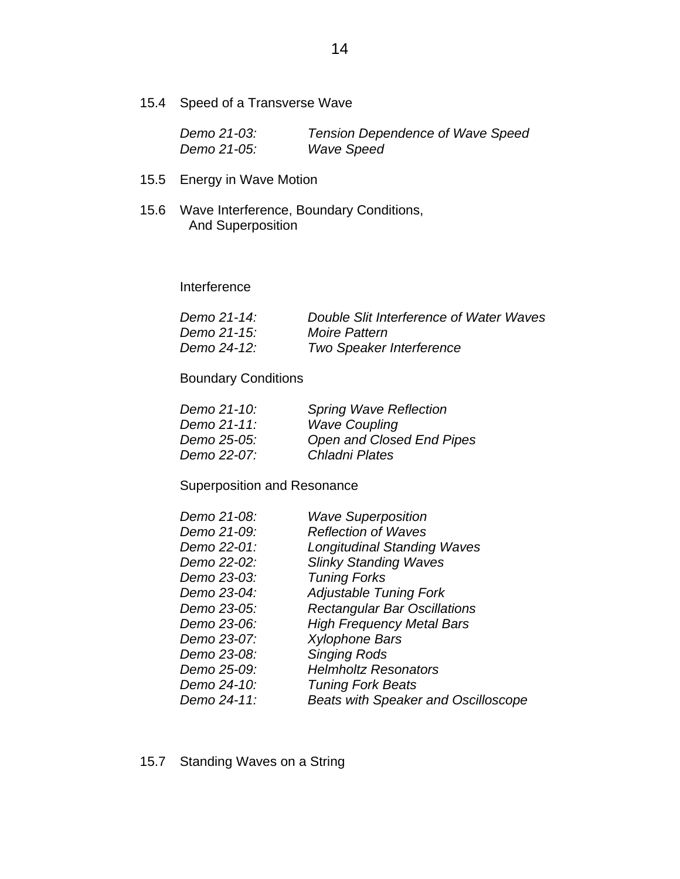## 15.4 Speed of a Transverse Wave

*Demo 21-03:* *Tension Dependence of Wave Speed*
*Demo 21-05:* *Wave Speed*

## 15.5 Energy in Wave Motion

## 15.6 Wave Interference, Boundary Conditions, And Superposition

### Interference

*Demo 21-14:* *Double Slit Interference of Water Waves*
*Demo 21-15:* *Moire Pattern*
*Demo 24-12:* *Two Speaker Interference*

### Boundary Conditions

*Demo 21-10:* *Spring Wave Reflection*
*Demo 21-11:* *Wave Coupling*
*Demo 25-05:* *Open and Closed End Pipes*
*Demo 22-07:* *Chladni Plates*

### Superposition and Resonance

*Demo 21-08:* *Wave Superposition*
*Demo 21-09:* *Reflection of Waves*
*Demo 22-01:* *Longitudinal Standing Waves*
*Demo 22-02:* *Slinky Standing Waves*
*Demo 23-03:* *Tuning Forks*
*Demo 23-04:* *Adjustable Tuning Fork*
*Demo 23-05:* *Rectangular Bar Oscillations*
*Demo 23-06:* *High Frequency Metal Bars*
*Demo 23-07:* *Xylophone Bars*
*Demo 23-08:* *Singing Rods*
*Demo 25-09:* *Helmholtz Resonators*
*Demo 24-10:* *Tuning Fork Beats*
*Demo 24-11:* *Beats with Speaker and Oscilloscope*

## 15.7 Standing Waves on a String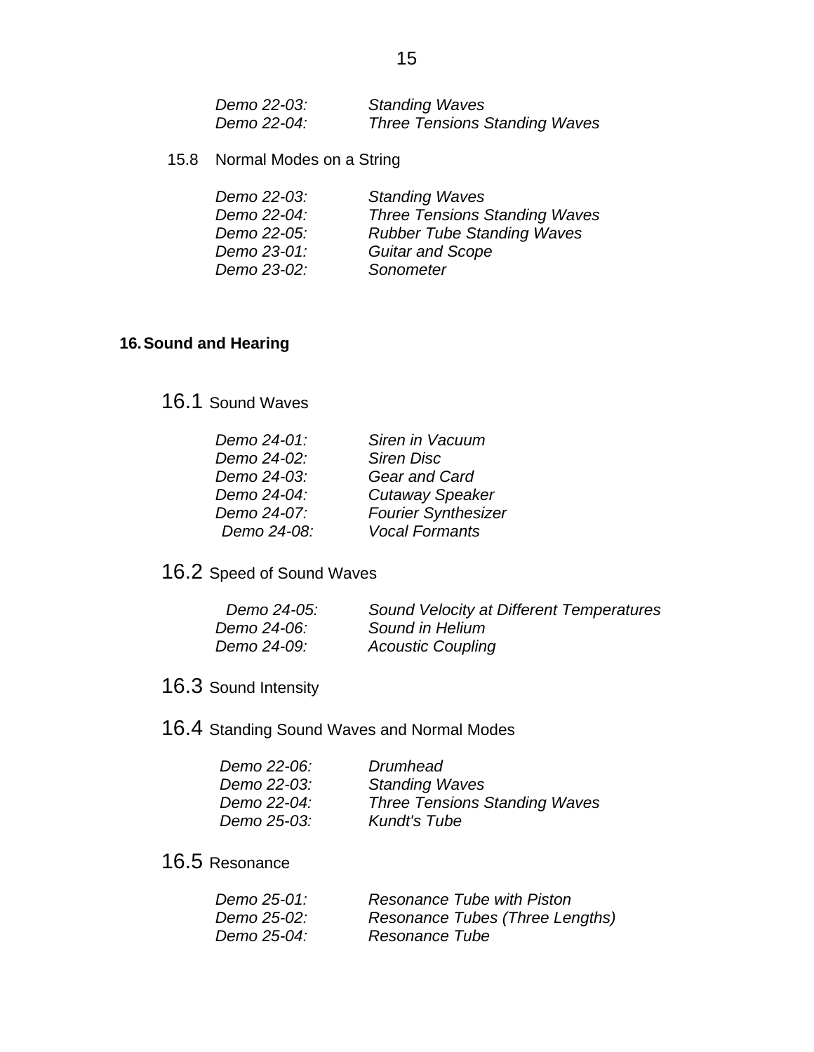*Demo 22-03:* *Standing Waves*
*Demo 22-04:* *Three Tensions Standing Waves*

### 15.8 Normal Modes on a String

*Demo 22-03:* *Standing Waves*
*Demo 22-04:* *Three Tensions Standing Waves*
*Demo 22-05:* *Rubber Tube Standing Waves*
*Demo 23-01:* *Guitar and Scope*
*Demo 23-02:* *Sonometer*

## 16. Sound and Hearing

### 16.1 Sound Waves

*Demo 24-01:* *Siren in Vacuum*
*Demo 24-02:* *Siren Disc*
*Demo 24-03:* *Gear and Card*
*Demo 24-04:* *Cutaway Speaker*
*Demo 24-07:* *Fourier Synthesizer*
*Demo 24-08:* *Vocal Formants*

### 16.2 Speed of Sound Waves

*Demo 24-05:* *Sound Velocity at Different Temperatures*
*Demo 24-06:* *Sound in Helium*
*Demo 24-09:* *Acoustic Coupling*

### 16.3 Sound Intensity

### 16.4 Standing Sound Waves and Normal Modes

*Demo 22-06:* *Drumhead*
*Demo 22-03:* *Standing Waves*
*Demo 22-04:* *Three Tensions Standing Waves*
*Demo 25-03:* *Kundt's Tube*

### 16.5 Resonance

*Demo 25-01:* *Resonance Tube with Piston*
*Demo 25-02:* *Resonance Tubes (Three Lengths)*
*Demo 25-04:* *Resonance Tube*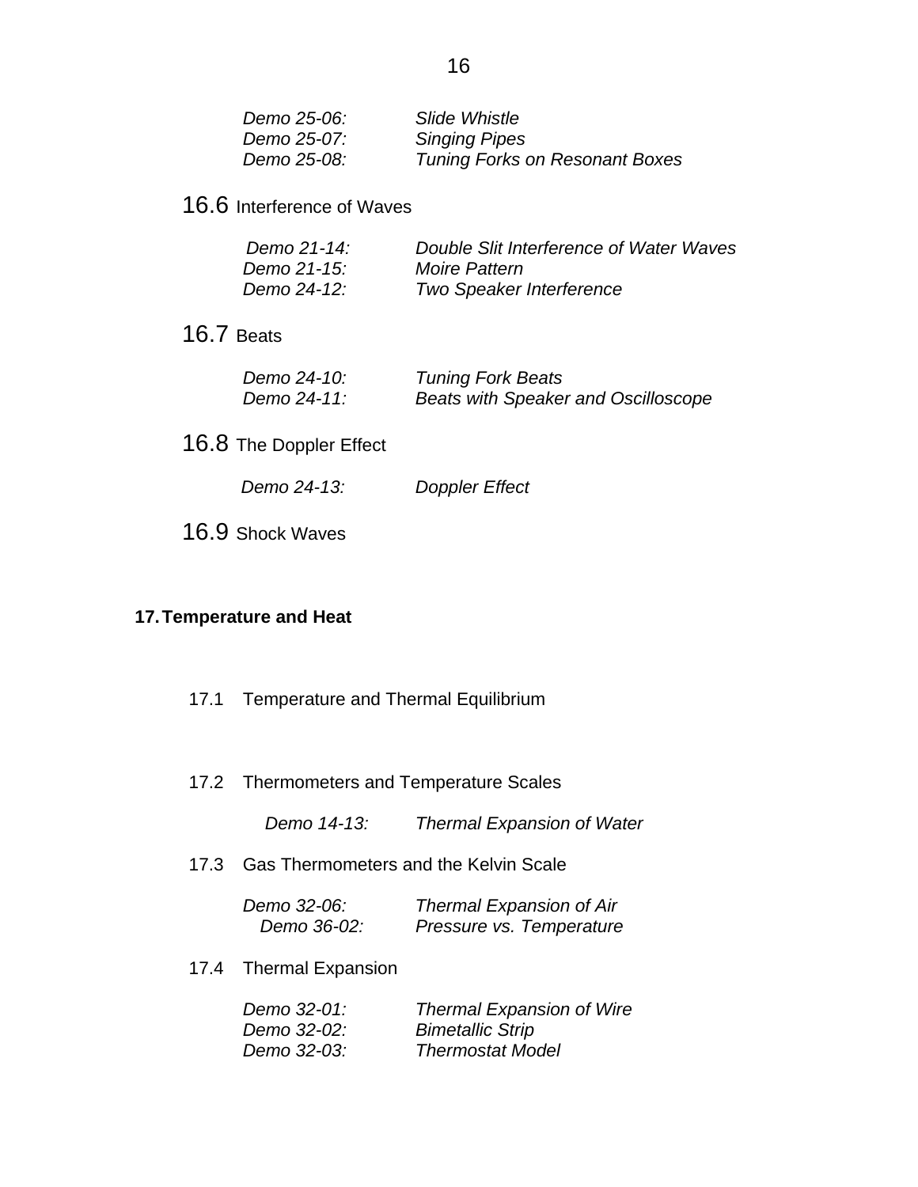| | |
|---|---|
| *Demo 25-06:* | *Slide Whistle* |
| *Demo 25-07:* | *Singing Pipes* |
| *Demo 25-08:* | *Tuning Forks on Resonant Boxes* |

### 16.6 Interference of Waves

| | |
|---|---|
| *Demo 21-14:* | *Double Slit Interference of Water Waves* |
| *Demo 21-15:* | *Moire Pattern* |
| *Demo 24-12:* | *Two Speaker Interference* |

### 16.7 Beats

| | |
|---|---|
| *Demo 24-10:* | *Tuning Fork Beats* |
| *Demo 24-11:* | *Beats with Speaker and Oscilloscope* |

### 16.8 The Doppler Effect

| | |
|---|---|
| *Demo 24-13:* | *Doppler Effect* |

### 16.9 Shock Waves

## 17. Temperature and Heat

### 17.1 Temperature and Thermal Equilibrium

### 17.2 Thermometers and Temperature Scales

| | |
|---|---|
| *Demo 14-13:* | *Thermal Expansion of Water* |

### 17.3 Gas Thermometers and the Kelvin Scale

| | |
|---|---|
| *Demo 32-06:* | *Thermal Expansion of Air* |
| *Demo 36-02:* | *Pressure vs. Temperature* |

### 17.4 Thermal Expansion

| | |
|---|---|
| *Demo 32-01:* | *Thermal Expansion of Wire* |
| *Demo 32-02:* | *Bimetallic Strip* |
| *Demo 32-03:* | *Thermostat Model* |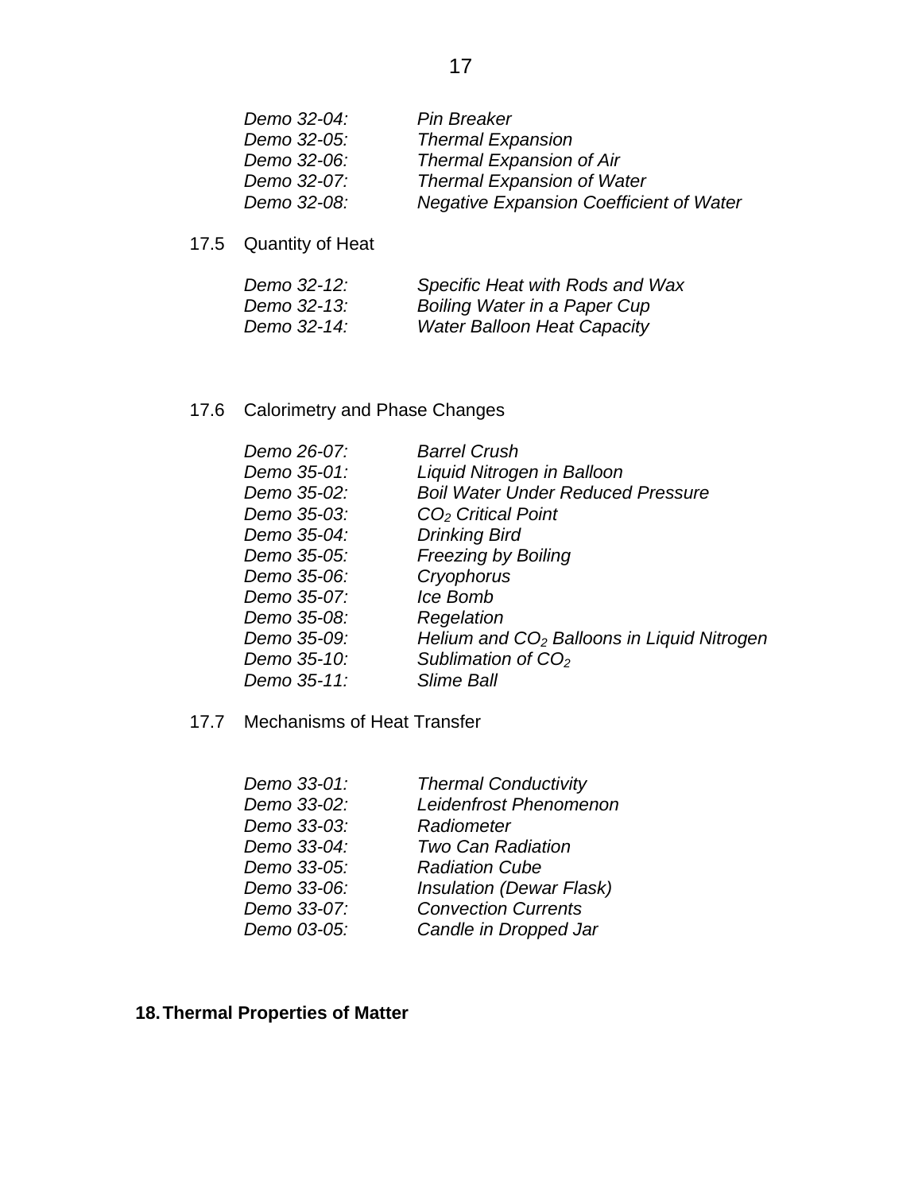*Demo 32-04:* *Pin Breaker*
*Demo 32-05:* *Thermal Expansion*
*Demo 32-06:* *Thermal Expansion of Air*
*Demo 32-07:* *Thermal Expansion of Water*
*Demo 32-08:* *Negative Expansion Coefficient of Water*

### 17.5 Quantity of Heat

*Demo 32-12:* *Specific Heat with Rods and Wax*
*Demo 32-13:* *Boiling Water in a Paper Cup*
*Demo 32-14:* *Water Balloon Heat Capacity*

### 17.6 Calorimetry and Phase Changes

*Demo 26-07:* *Barrel Crush*
*Demo 35-01:* *Liquid Nitrogen in Balloon*
*Demo 35-02:* *Boil Water Under Reduced Pressure*
*Demo 35-03:* *$CO_2$ Critical Point*
*Demo 35-04:* *Drinking Bird*
*Demo 35-05:* *Freezing by Boiling*
*Demo 35-06:* *Cryophorus*
*Demo 35-07:* *Ice Bomb*
*Demo 35-08:* *Regelation*
*Demo 35-09:* *Helium and $CO_2$ Balloons in Liquid Nitrogen*
*Demo 35-10:* *Sublimation of $CO_2$*
*Demo 35-11:* *Slime Ball*

### 17.7 Mechanisms of Heat Transfer

*Demo 33-01:* *Thermal Conductivity*
*Demo 33-02:* *Leidenfrost Phenomenon*
*Demo 33-03:* *Radiometer*
*Demo 33-04:* *Two Can Radiation*
*Demo 33-05:* *Radiation Cube*
*Demo 33-06:* *Insulation (Dewar Flask)*
*Demo 33-07:* *Convection Currents*
*Demo 03-05:* *Candle in Dropped Jar*

## 18. Thermal Properties of Matter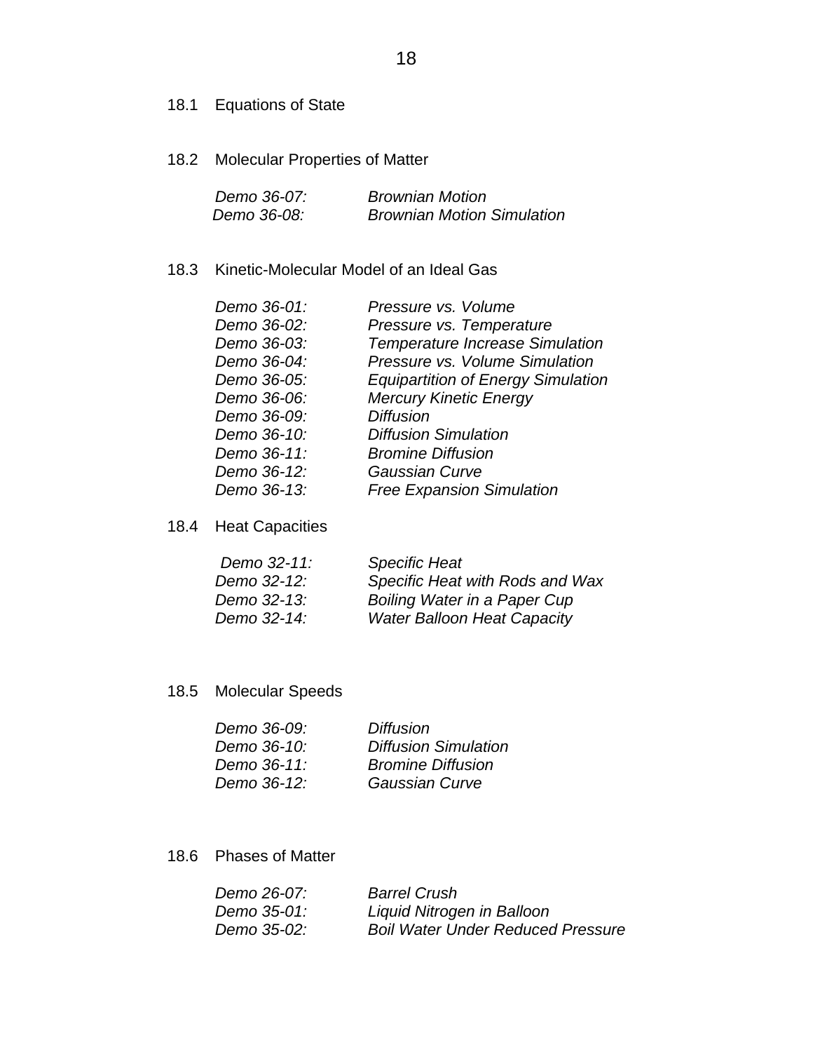## 18.1 Equations of State

## 18.2 Molecular Properties of Matter

| | |
|---|---|
| *Demo 36-07:* | *Brownian Motion* |
| *Demo 36-08:* | *Brownian Motion Simulation* |

## 18.3 Kinetic-Molecular Model of an Ideal Gas

| | |
|---|---|
| *Demo 36-01:* | *Pressure vs. Volume* |
| *Demo 36-02:* | *Pressure vs. Temperature* |
| *Demo 36-03:* | *Temperature Increase Simulation* |
| *Demo 36-04:* | *Pressure vs. Volume Simulation* |
| *Demo 36-05:* | *Equipartition of Energy Simulation* |
| *Demo 36-06:* | *Mercury Kinetic Energy* |
| *Demo 36-09:* | *Diffusion* |
| *Demo 36-10:* | *Diffusion Simulation* |
| *Demo 36-11:* | *Bromine Diffusion* |
| *Demo 36-12:* | *Gaussian Curve* |
| *Demo 36-13:* | *Free Expansion Simulation* |

## 18.4 Heat Capacities

| | |
|---|---|
| *Demo 32-11:* | *Specific Heat* |
| *Demo 32-12:* | *Specific Heat with Rods and Wax* |
| *Demo 32-13:* | *Boiling Water in a Paper Cup* |
| *Demo 32-14:* | *Water Balloon Heat Capacity* |

## 18.5 Molecular Speeds

| | |
|---|---|
| *Demo 36-09:* | *Diffusion* |
| *Demo 36-10:* | *Diffusion Simulation* |
| *Demo 36-11:* | *Bromine Diffusion* |
| *Demo 36-12:* | *Gaussian Curve* |

## 18.6 Phases of Matter

| | |
|---|---|
| *Demo 26-07:* | *Barrel Crush* |
| *Demo 35-01:* | *Liquid Nitrogen in Balloon* |
| *Demo 35-02:* | *Boil Water Under Reduced Pressure* |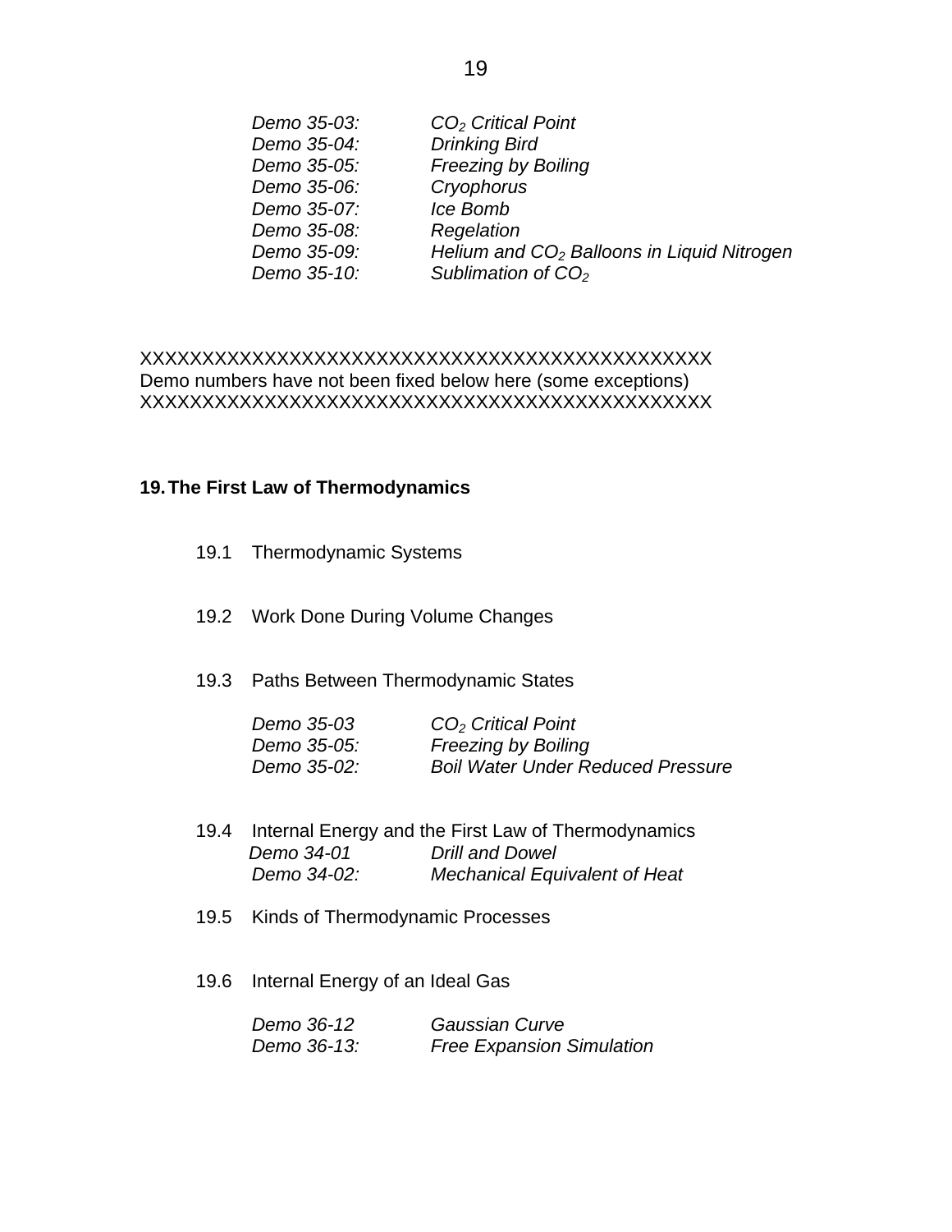*Demo 35-03:* *$CO_2$ Critical Point*
*Demo 35-04:* *Drinking Bird*
*Demo 35-05:* *Freezing by Boiling*
*Demo 35-06:* *Cryophorus*
*Demo 35-07:* *Ice Bomb*
*Demo 35-08:* *Regelation*
*Demo 35-09:* *Helium and $CO_2$ Balloons in Liquid Nitrogen*
*Demo 35-10:* *Sublimation of $CO_2$*

XXXXXXXXXXXXXXXXXXXXXXXXXXXXXXXXXXXXXXXXXXXXXX
Demo numbers have not been fixed below here (some exceptions)
XXXXXXXXXXXXXXXXXXXXXXXXXXXXXXXXXXXXXXXXXXXXXX

## 19. The First Law of Thermodynamics

19.1 Thermodynamic Systems

19.2 Work Done During Volume Changes

19.3 Paths Between Thermodynamic States

*Demo 35-03* *$CO_2$ Critical Point*
*Demo 35-05:* *Freezing by Boiling*
*Demo 35-02:* *Boil Water Under Reduced Pressure*

19.4 Internal Energy and the First Law of Thermodynamics

*Demo 34-01* *Drill and Dowel*
*Demo 34-02:* *Mechanical Equivalent of Heat*

19.5 Kinds of Thermodynamic Processes

19.6 Internal Energy of an Ideal Gas

*Demo 36-12* *Gaussian Curve*
*Demo 36-13:* *Free Expansion Simulation*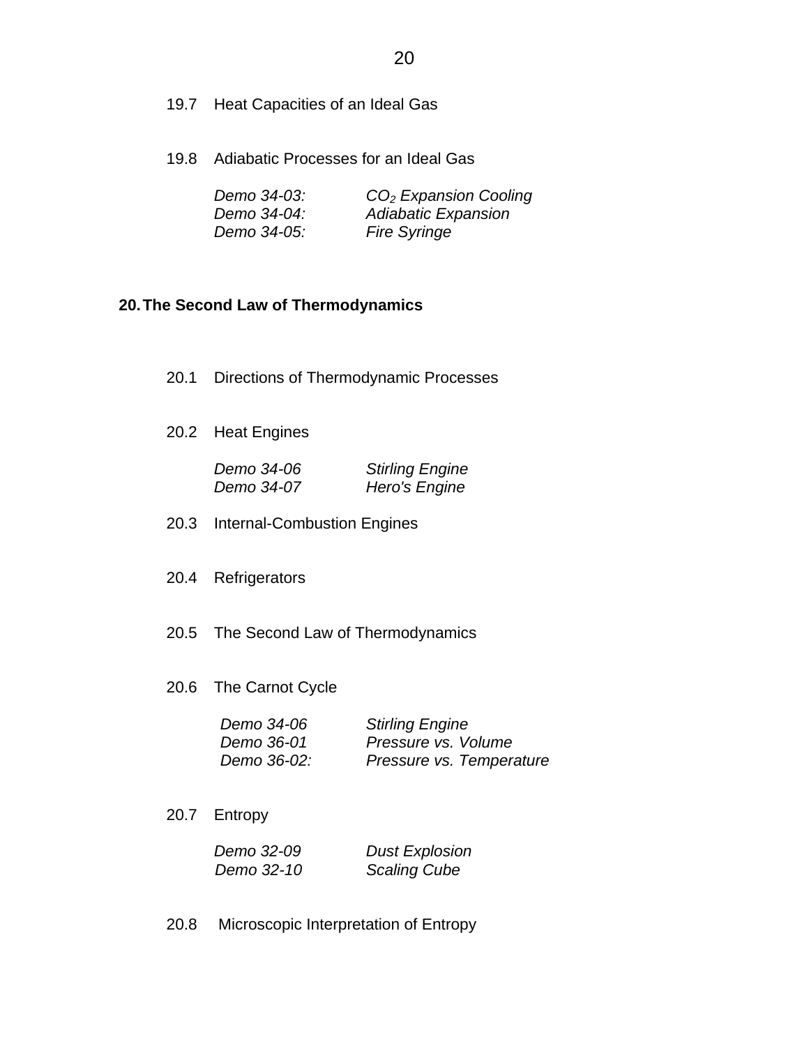19.7 Heat Capacities of an Ideal Gas

19.8 Adiabatic Processes for an Ideal Gas

| | |
|---|---|
| *Demo 34-03:* | *$CO_2$ Expansion Cooling* |
| *Demo 34-04:* | *Adiabatic Expansion* |
| *Demo 34-05:* | *Fire Syringe* |

## 20. The Second Law of Thermodynamics

20.1 Directions of Thermodynamic Processes

20.2 Heat Engines

| | |
|---|---|
| *Demo 34-06* | *Stirling Engine* |
| *Demo 34-07* | *Hero's Engine* |

20.3 Internal-Combustion Engines

20.4 Refrigerators

20.5 The Second Law of Thermodynamics

20.6 The Carnot Cycle

| | |
|---|---|
| *Demo 34-06* | *Stirling Engine* |
| *Demo 36-01* | *Pressure vs. Volume* |
| *Demo 36-02:* | *Pressure vs. Temperature* |

20.7 Entropy

| | |
|---|---|
| *Demo 32-09* | *Dust Explosion* |
| *Demo 32-10* | *Scaling Cube* |

20.8 Microscopic Interpretation of Entropy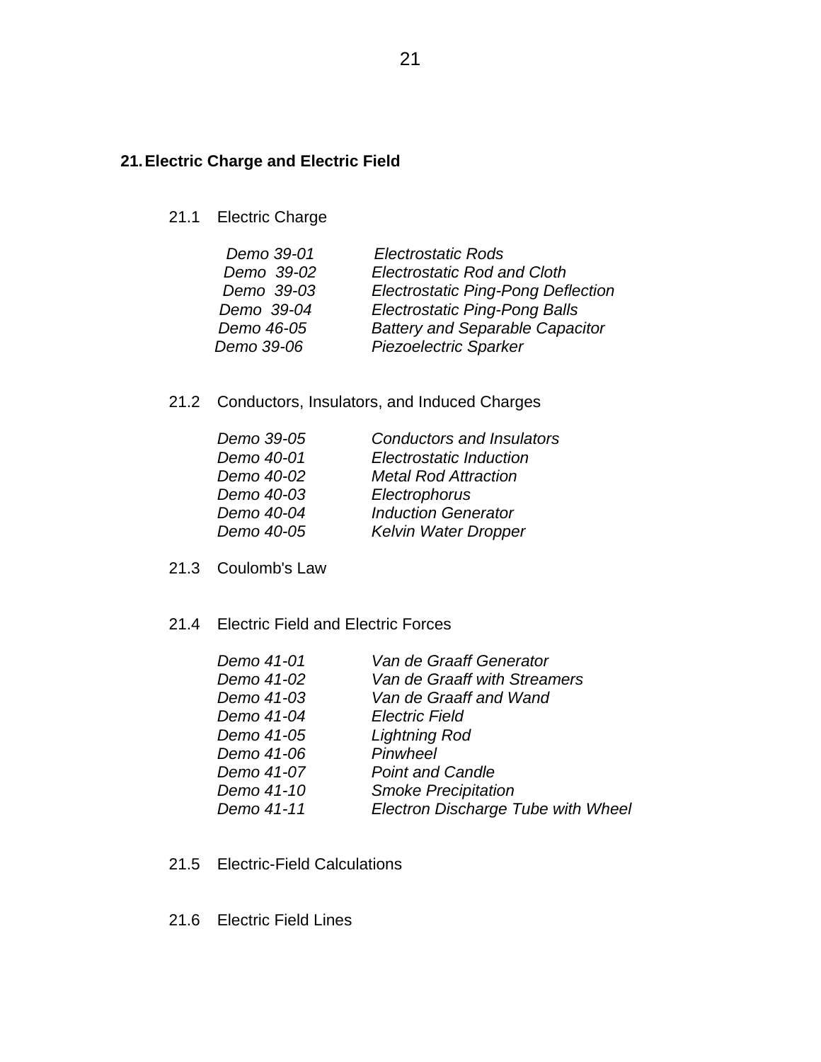## 21. Electric Charge and Electric Field

### 21.1 Electric Charge

| | |
|---|---|
| *Demo 39-01* | *Electrostatic Rods* |
| *Demo 39-02* | *Electrostatic Rod and Cloth* |
| *Demo 39-03* | *Electrostatic Ping-Pong Deflection* |
| *Demo 39-04* | *Electrostatic Ping-Pong Balls* |
| *Demo 46-05* | *Battery and Separable Capacitor* |
| *Demo 39-06* | *Piezoelectric Sparker* |

### 21.2 Conductors, Insulators, and Induced Charges

| | |
|---|---|
| *Demo 39-05* | *Conductors and Insulators* |
| *Demo 40-01* | *Electrostatic Induction* |
| *Demo 40-02* | *Metal Rod Attraction* |
| *Demo 40-03* | *Electrophorus* |
| *Demo 40-04* | *Induction Generator* |
| *Demo 40-05* | *Kelvin Water Dropper* |

### 21.3 Coulomb's Law

### 21.4 Electric Field and Electric Forces

| | |
|---|---|
| *Demo 41-01* | *Van de Graaff Generator* |
| *Demo 41-02* | *Van de Graaff with Streamers* |
| *Demo 41-03* | *Van de Graaff and Wand* |
| *Demo 41-04* | *Electric Field* |
| *Demo 41-05* | *Lightning Rod* |
| *Demo 41-06* | *Pinwheel* |
| *Demo 41-07* | *Point and Candle* |
| *Demo 41-10* | *Smoke Precipitation* |
| *Demo 41-11* | *Electron Discharge Tube with Wheel* |

### 21.5 Electric-Field Calculations

### 21.6 Electric Field Lines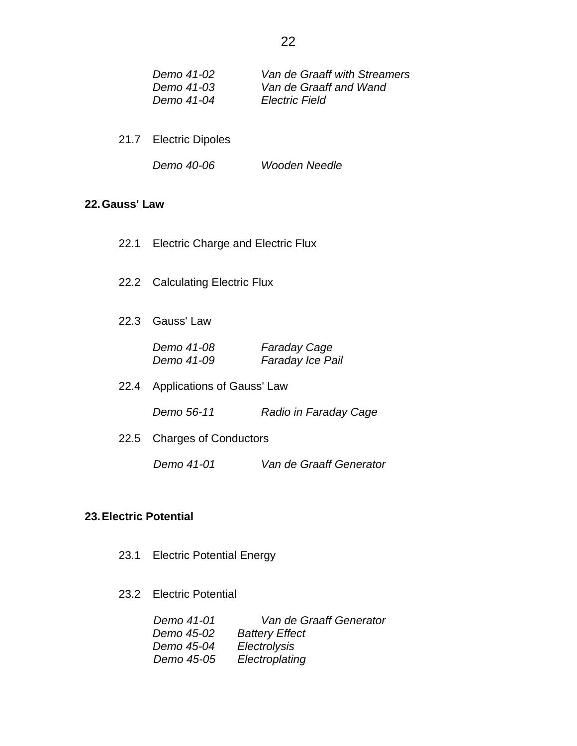*Demo 41-02* *Van de Graaff with Streamers*
*Demo 41-03* *Van de Graaff and Wand*
*Demo 41-04* *Electric Field*

21.7 Electric Dipoles

*Demo 40-06* *Wooden Needle*

## 22. Gauss' Law

22.1 Electric Charge and Electric Flux

22.2 Calculating Electric Flux

22.3 Gauss' Law

*Demo 41-08* *Faraday Cage*
*Demo 41-09* *Faraday Ice Pail*

22.4 Applications of Gauss' Law

*Demo 56-11* *Radio in Faraday Cage*

22.5 Charges of Conductors

*Demo 41-01* *Van de Graaff Generator*

## 23. Electric Potential

23.1 Electric Potential Energy

23.2 Electric Potential

*Demo 41-01* *Van de Graaff Generator*
*Demo 45-02* *Battery Effect*
*Demo 45-04* *Electrolysis*
*Demo 45-05* *Electroplating*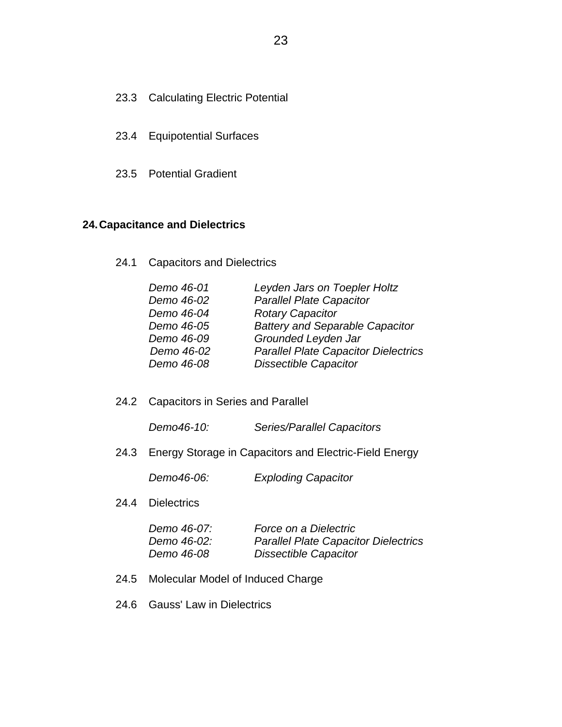23.3 Calculating Electric Potential

23.4 Equipotential Surfaces

23.5 Potential Gradient

## 24. Capacitance and Dielectrics

24.1 Capacitors and Dielectrics

| | |
|---|---|
| *Demo 46-01* | *Leyden Jars on Toepler Holtz* |
| *Demo 46-02* | *Parallel Plate Capacitor* |
| *Demo 46-04* | *Rotary Capacitor* |
| *Demo 46-05* | *Battery and Separable Capacitor* |
| *Demo 46-09* | *Grounded Leyden Jar* |
| *Demo 46-02* | *Parallel Plate Capacitor Dielectrics* |
| *Demo 46-08* | *Dissectible Capacitor* |

24.2 Capacitors in Series and Parallel

*Demo46-10:* *Series/Parallel Capacitors*

24.3 Energy Storage in Capacitors and Electric-Field Energy

*Demo46-06:* *Exploding Capacitor*

24.4 Dielectrics

| | |
|---|---|
| *Demo 46-07:* | *Force on a Dielectric* |
| *Demo 46-02:* | *Parallel Plate Capacitor Dielectrics* |
| *Demo 46-08* | *Dissectible Capacitor* |

24.5 Molecular Model of Induced Charge

24.6 Gauss' Law in Dielectrics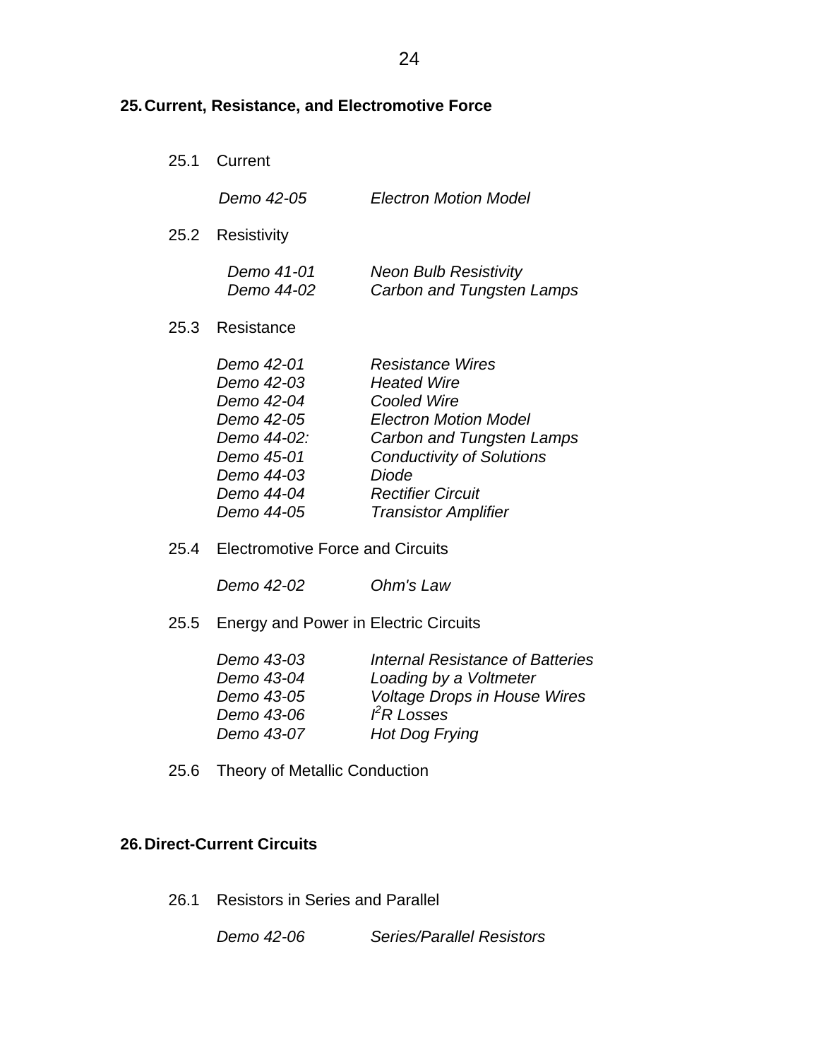## 25. Current, Resistance, and Electromotive Force

### 25.1 Current

| | |
|---|---|
| *Demo 42-05* | *Electron Motion Model* |

### 25.2 Resistivity

| | |
|---|---|
| *Demo 41-01* | *Neon Bulb Resistivity* |
| *Demo 44-02* | *Carbon and Tungsten Lamps* |

### 25.3 Resistance

| | |
|---|---|
| *Demo 42-01* | *Resistance Wires* |
| *Demo 42-03* | *Heated Wire* |
| *Demo 42-04* | *Cooled Wire* |
| *Demo 42-05* | *Electron Motion Model* |
| *Demo 44-02:* | *Carbon and Tungsten Lamps* |
| *Demo 45-01* | *Conductivity of Solutions* |
| *Demo 44-03* | *Diode* |
| *Demo 44-04* | *Rectifier Circuit* |
| *Demo 44-05* | *Transistor Amplifier* |

### 25.4 Electromotive Force and Circuits

| | |
|---|---|
| *Demo 42-02* | *Ohm's Law* |

### 25.5 Energy and Power in Electric Circuits

| | |
|---|---|
| *Demo 43-03* | *Internal Resistance of Batteries* |
| *Demo 43-04* | *Loading by a Voltmeter* |
| *Demo 43-05* | *Voltage Drops in House Wires* |
| *Demo 43-06* | *$I^2R$ Losses* |
| *Demo 43-07* | *Hot Dog Frying* |

### 25.6 Theory of Metallic Conduction

## 26. Direct-Current Circuits

### 26.1 Resistors in Series and Parallel

| | |
|---|---|
| *Demo 42-06* | *Series/Parallel Resistors* |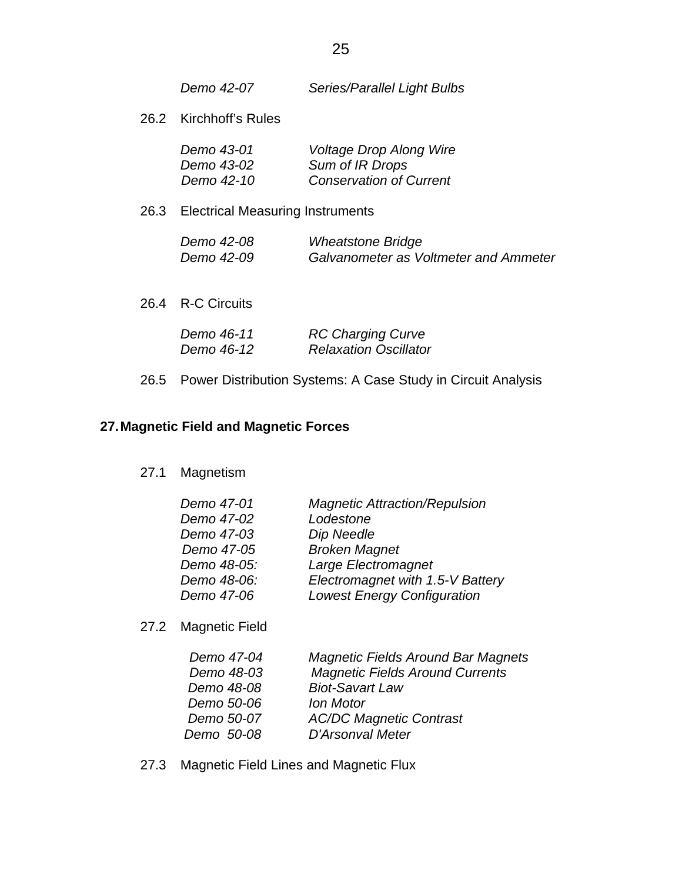*Demo 42-07* *Series/Parallel Light Bulbs*

26.2 Kirchhoff's Rules

| | |
|---|---|
| *Demo 43-01* | *Voltage Drop Along Wire* |
| *Demo 43-02* | *Sum of IR Drops* |
| *Demo 42-10* | *Conservation of Current* |

26.3 Electrical Measuring Instruments

| | |
|---|---|
| *Demo 42-08* | *Wheatstone Bridge* |
| *Demo 42-09* | *Galvanometer as Voltmeter and Ammeter* |

26.4 R-C Circuits

| | |
|---|---|
| *Demo 46-11* | *RC Charging Curve* |
| *Demo 46-12* | *Relaxation Oscillator* |

26.5 Power Distribution Systems: A Case Study in Circuit Analysis

## 27. Magnetic Field and Magnetic Forces

27.1 Magnetism

| | |
|---|---|
| *Demo 47-01* | *Magnetic Attraction/Repulsion* |
| *Demo 47-02* | *Lodestone* |
| *Demo 47-03* | *Dip Needle* |
| *Demo 47-05* | *Broken Magnet* |
| *Demo 48-05:* | *Large Electromagnet* |
| *Demo 48-06:* | *Electromagnet with 1.5-V Battery* |
| *Demo 47-06* | *Lowest Energy Configuration* |

27.2 Magnetic Field

| | |
|---|---|
| *Demo 47-04* | *Magnetic Fields Around Bar Magnets* |
| *Demo 48-03* | *Magnetic Fields Around Currents* |
| *Demo 48-08* | *Biot-Savart Law* |
| *Demo 50-06* | *Ion Motor* |
| *Demo 50-07* | *AC/DC Magnetic Contrast* |
| *Demo 50-08* | *D'Arsonval Meter* |

27.3 Magnetic Field Lines and Magnetic Flux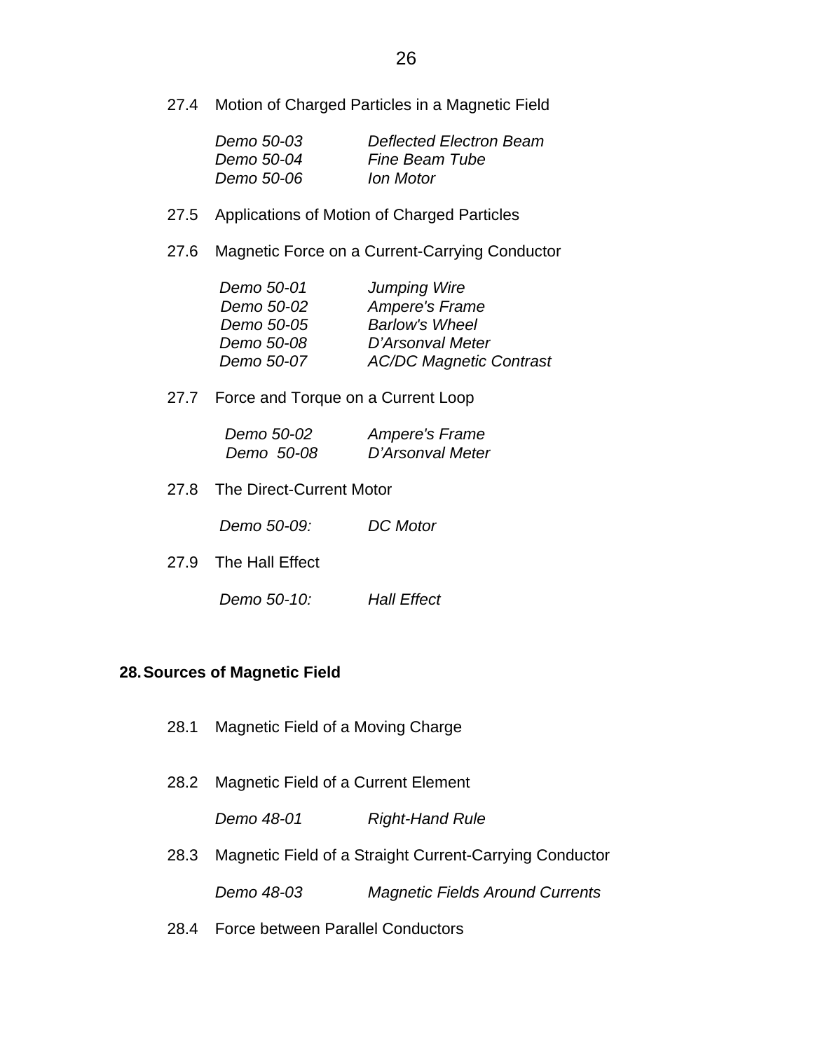27.4 Motion of Charged Particles in a Magnetic Field

*Demo 50-03* *Deflected Electron Beam*
*Demo 50-04* *Fine Beam Tube*
*Demo 50-06* *Ion Motor*

27.5 Applications of Motion of Charged Particles

27.6 Magnetic Force on a Current-Carrying Conductor

*Demo 50-01* *Jumping Wire*
*Demo 50-02* *Ampere's Frame*
*Demo 50-05* *Barlow's Wheel*
*Demo 50-08* *D'Arsonval Meter*
*Demo 50-07* *AC/DC Magnetic Contrast*

27.7 Force and Torque on a Current Loop

*Demo 50-02* *Ampere's Frame*
*Demo 50-08* *D'Arsonval Meter*

27.8 The Direct-Current Motor

*Demo 50-09:* *DC Motor*

27.9 The Hall Effect

*Demo 50-10:* *Hall Effect*

## 28. Sources of Magnetic Field

28.1 Magnetic Field of a Moving Charge

28.2 Magnetic Field of a Current Element

*Demo 48-01* *Right-Hand Rule*

28.3 Magnetic Field of a Straight Current-Carrying Conductor

*Demo 48-03* *Magnetic Fields Around Currents*

28.4 Force between Parallel Conductors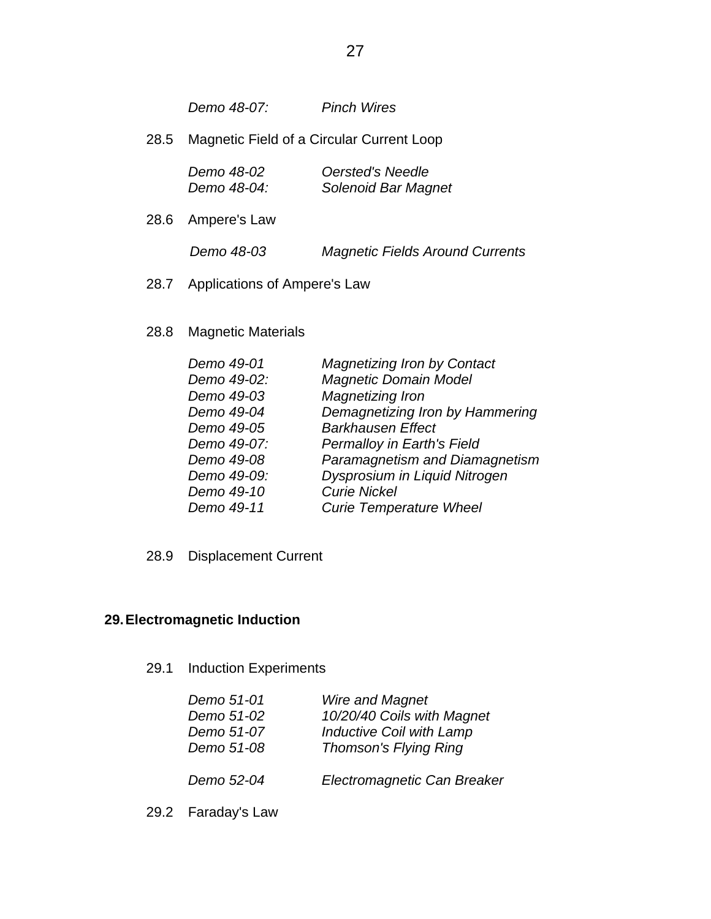*Demo 48-07:* *Pinch Wires*

28.5 Magnetic Field of a Circular Current Loop

*Demo 48-02* *Oersted's Needle*
*Demo 48-04:* *Solenoid Bar Magnet*

28.6 Ampere's Law

*Demo 48-03* *Magnetic Fields Around Currents*

28.7 Applications of Ampere's Law

28.8 Magnetic Materials

*Demo 49-01* *Magnetizing Iron by Contact*
*Demo 49-02:* *Magnetic Domain Model*
*Demo 49-03* *Magnetizing Iron*
*Demo 49-04* *Demagnetizing Iron by Hammering*
*Demo 49-05* *Barkhausen Effect*
*Demo 49-07:* *Permalloy in Earth's Field*
*Demo 49-08* *Paramagnetism and Diamagnetism*
*Demo 49-09:* *Dysprosium in Liquid Nitrogen*
*Demo 49-10* *Curie Nickel*
*Demo 49-11* *Curie Temperature Wheel*

28.9 Displacement Current

## 29. Electromagnetic Induction

29.1 Induction Experiments

*Demo 51-01* *Wire and Magnet*
*Demo 51-02* *10/20/40 Coils with Magnet*
*Demo 51-07* *Inductive Coil with Lamp*
*Demo 51-08* *Thomson's Flying Ring*

*Demo 52-04* *Electromagnetic Can Breaker*

29.2 Faraday's Law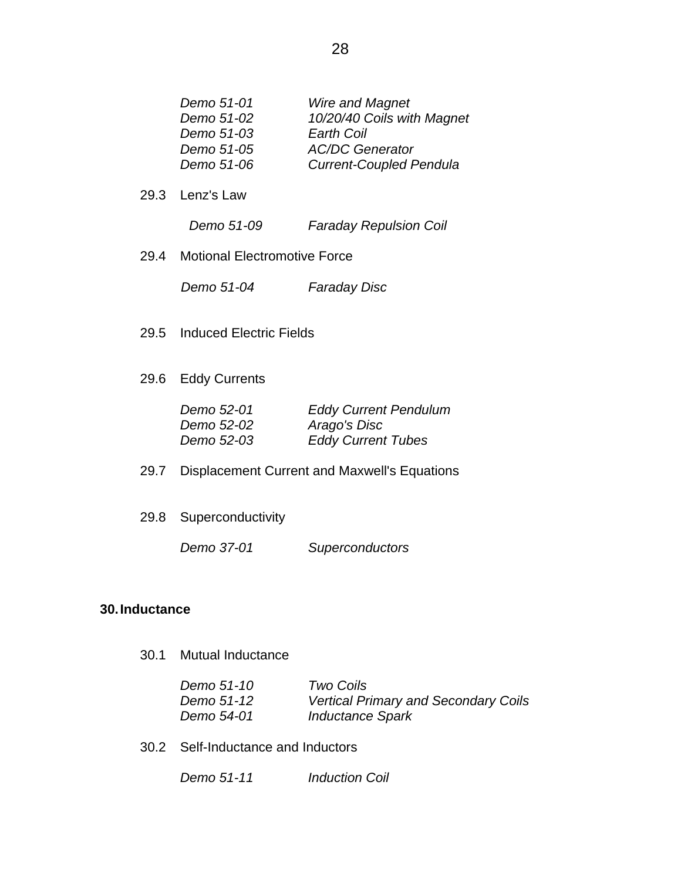*Demo 51-01* *Wire and Magnet*
*Demo 51-02* *10/20/40 Coils with Magnet*
*Demo 51-03* *Earth Coil*
*Demo 51-05* *AC/DC Generator*
*Demo 51-06* *Current-Coupled Pendula*

29.3 Lenz's Law

*Demo 51-09* *Faraday Repulsion Coil*

29.4 Motional Electromotive Force

*Demo 51-04* *Faraday Disc*

29.5 Induced Electric Fields

29.6 Eddy Currents

*Demo 52-01* *Eddy Current Pendulum*
*Demo 52-02* *Arago's Disc*
*Demo 52-03* *Eddy Current Tubes*

29.7 Displacement Current and Maxwell's Equations

29.8 Superconductivity

*Demo 37-01* *Superconductors*

## 30. Inductance

30.1 Mutual Inductance

*Demo 51-10* *Two Coils*
*Demo 51-12* *Vertical Primary and Secondary Coils*
*Demo 54-01* *Inductance Spark*

30.2 Self-Inductance and Inductors

*Demo 51-11* *Induction Coil*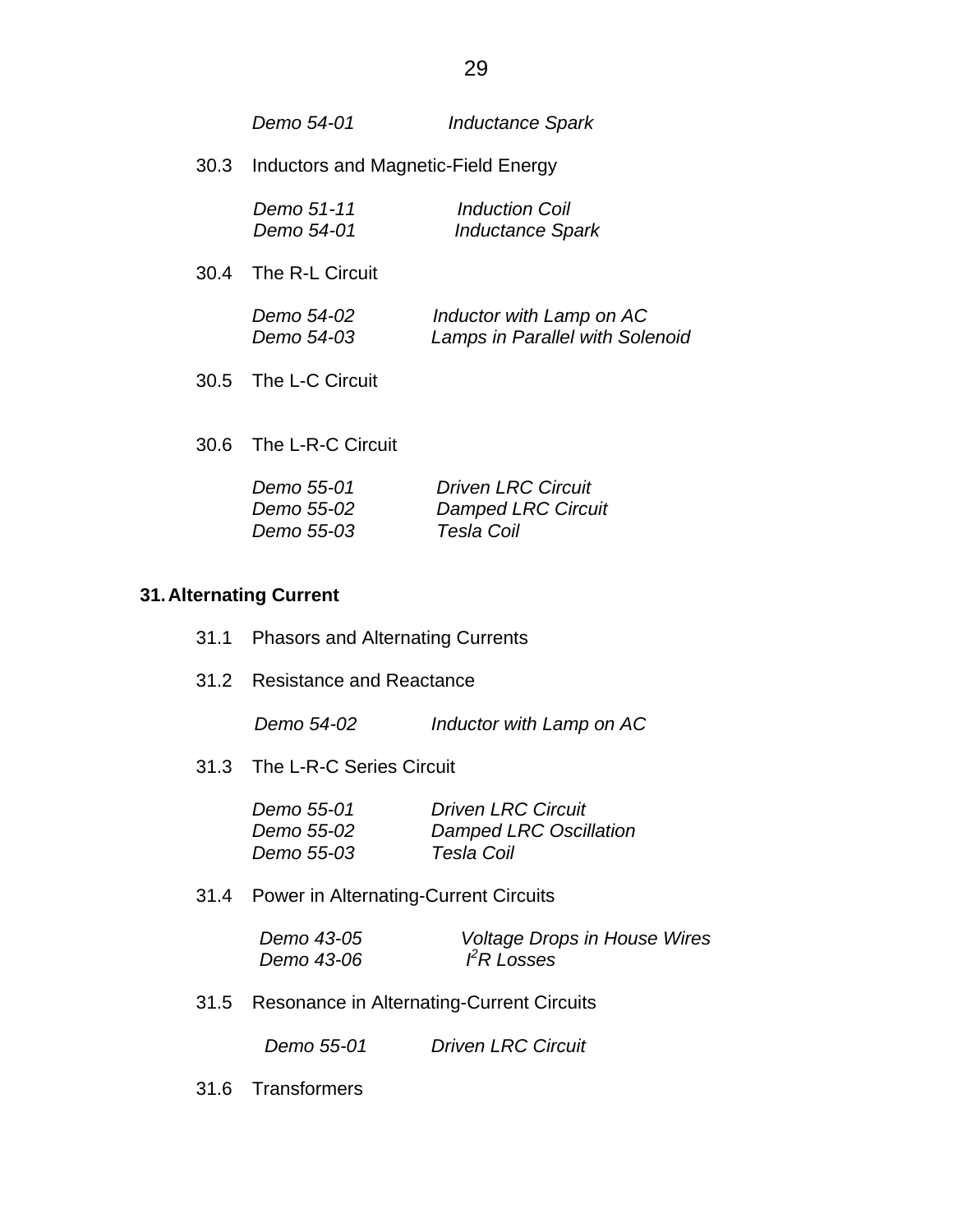*Demo 54-01* *Inductance Spark*

30.3 Inductors and Magnetic-Field Energy

*Demo 51-11* *Induction Coil*
*Demo 54-01* *Inductance Spark*

30.4 The R-L Circuit

*Demo 54-02* *Inductor with Lamp on AC*
*Demo 54-03* *Lamps in Parallel with Solenoid*

30.5 The L-C Circuit

30.6 The L-R-C Circuit

*Demo 55-01* *Driven LRC Circuit*
*Demo 55-02* *Damped LRC Circuit*
*Demo 55-03* *Tesla Coil*

## 31. Alternating Current

31.1 Phasors and Alternating Currents

31.2 Resistance and Reactance

*Demo 54-02* *Inductor with Lamp on AC*

31.3 The L-R-C Series Circuit

*Demo 55-01* *Driven LRC Circuit*
*Demo 55-02* *Damped LRC Oscillation*
*Demo 55-03* *Tesla Coil*

31.4 Power in Alternating-Current Circuits

*Demo 43-05* *Voltage Drops in House Wires*
*Demo 43-06* *$I^2R$ Losses*

31.5 Resonance in Alternating-Current Circuits

*Demo 55-01* *Driven LRC Circuit*

31.6 Transformers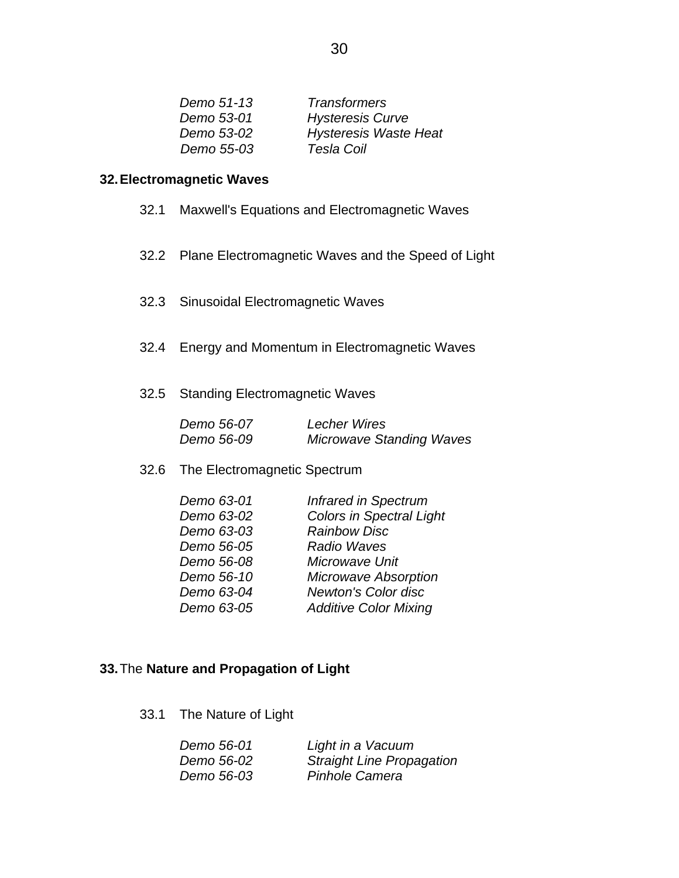| | |
|---|---|
| *Demo 51-13* | *Transformers* |
| *Demo 53-01* | *Hysteresis Curve* |
| *Demo 53-02* | *Hysteresis Waste Heat* |
| *Demo 55-03* | *Tesla Coil* |

## 32. Electromagnetic Waves

32.1 Maxwell's Equations and Electromagnetic Waves

32.2 Plane Electromagnetic Waves and the Speed of Light

32.3 Sinusoidal Electromagnetic Waves

32.4 Energy and Momentum in Electromagnetic Waves

32.5 Standing Electromagnetic Waves

| | |
|---|---|
| *Demo 56-07* | *Lecher Wires* |
| *Demo 56-09* | *Microwave Standing Waves* |

32.6 The Electromagnetic Spectrum

| | |
|---|---|
| *Demo 63-01* | *Infrared in Spectrum* |
| *Demo 63-02* | *Colors in Spectral Light* |
| *Demo 63-03* | *Rainbow Disc* |
| *Demo 56-05* | *Radio Waves* |
| *Demo 56-08* | *Microwave Unit* |
| *Demo 56-10* | *Microwave Absorption* |
| *Demo 63-04* | *Newton's Color disc* |
| *Demo 63-05* | *Additive Color Mixing* |

## 33. The **Nature and Propagation of Light**

33.1 The Nature of Light

| | |
|---|---|
| *Demo 56-01* | *Light in a Vacuum* |
| *Demo 56-02* | *Straight Line Propagation* |
| *Demo 56-03* | *Pinhole Camera* |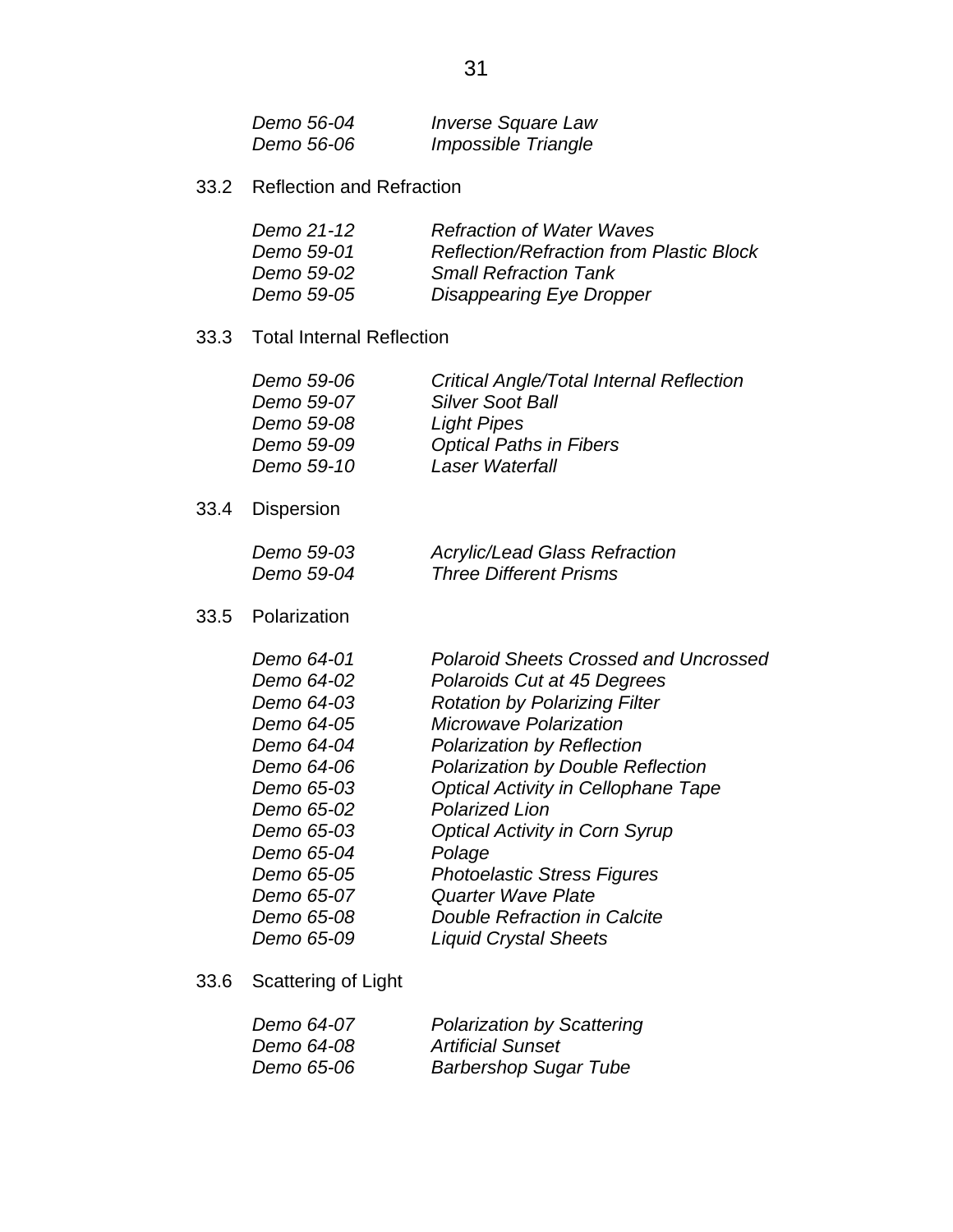| | |
|---|---|
| *Demo 56-04* | *Inverse Square Law* |
| *Demo 56-06* | *Impossible Triangle* |

33.2 Reflection and Refraction

| | |
|---|---|
| *Demo 21-12* | *Refraction of Water Waves* |
| *Demo 59-01* | *Reflection/Refraction from Plastic Block* |
| *Demo 59-02* | *Small Refraction Tank* |
| *Demo 59-05* | *Disappearing Eye Dropper* |

33.3 Total Internal Reflection

| | |
|---|---|
| *Demo 59-06* | *Critical Angle/Total Internal Reflection* |
| *Demo 59-07* | *Silver Soot Ball* |
| *Demo 59-08* | *Light Pipes* |
| *Demo 59-09* | *Optical Paths in Fibers* |
| *Demo 59-10* | *Laser Waterfall* |

33.4 Dispersion

| | |
|---|---|
| *Demo 59-03* | *Acrylic/Lead Glass Refraction* |
| *Demo 59-04* | *Three Different Prisms* |

33.5 Polarization

| | |
|---|---|
| *Demo 64-01* | *Polaroid Sheets Crossed and Uncrossed* |
| *Demo 64-02* | *Polaroids Cut at 45 Degrees* |
| *Demo 64-03* | *Rotation by Polarizing Filter* |
| *Demo 64-05* | *Microwave Polarization* |
| *Demo 64-04* | *Polarization by Reflection* |
| *Demo 64-06* | *Polarization by Double Reflection* |
| *Demo 65-03* | *Optical Activity in Cellophane Tape* |
| *Demo 65-02* | *Polarized Lion* |
| *Demo 65-03* | *Optical Activity in Corn Syrup* |
| *Demo 65-04* | *Polage* |
| *Demo 65-05* | *Photoelastic Stress Figures* |
| *Demo 65-07* | *Quarter Wave Plate* |
| *Demo 65-08* | *Double Refraction in Calcite* |
| *Demo 65-09* | *Liquid Crystal Sheets* |

33.6 Scattering of Light

| | |
|---|---|
| *Demo 64-07* | *Polarization by Scattering* |
| *Demo 64-08* | *Artificial Sunset* |
| *Demo 65-06* | *Barbershop Sugar Tube* |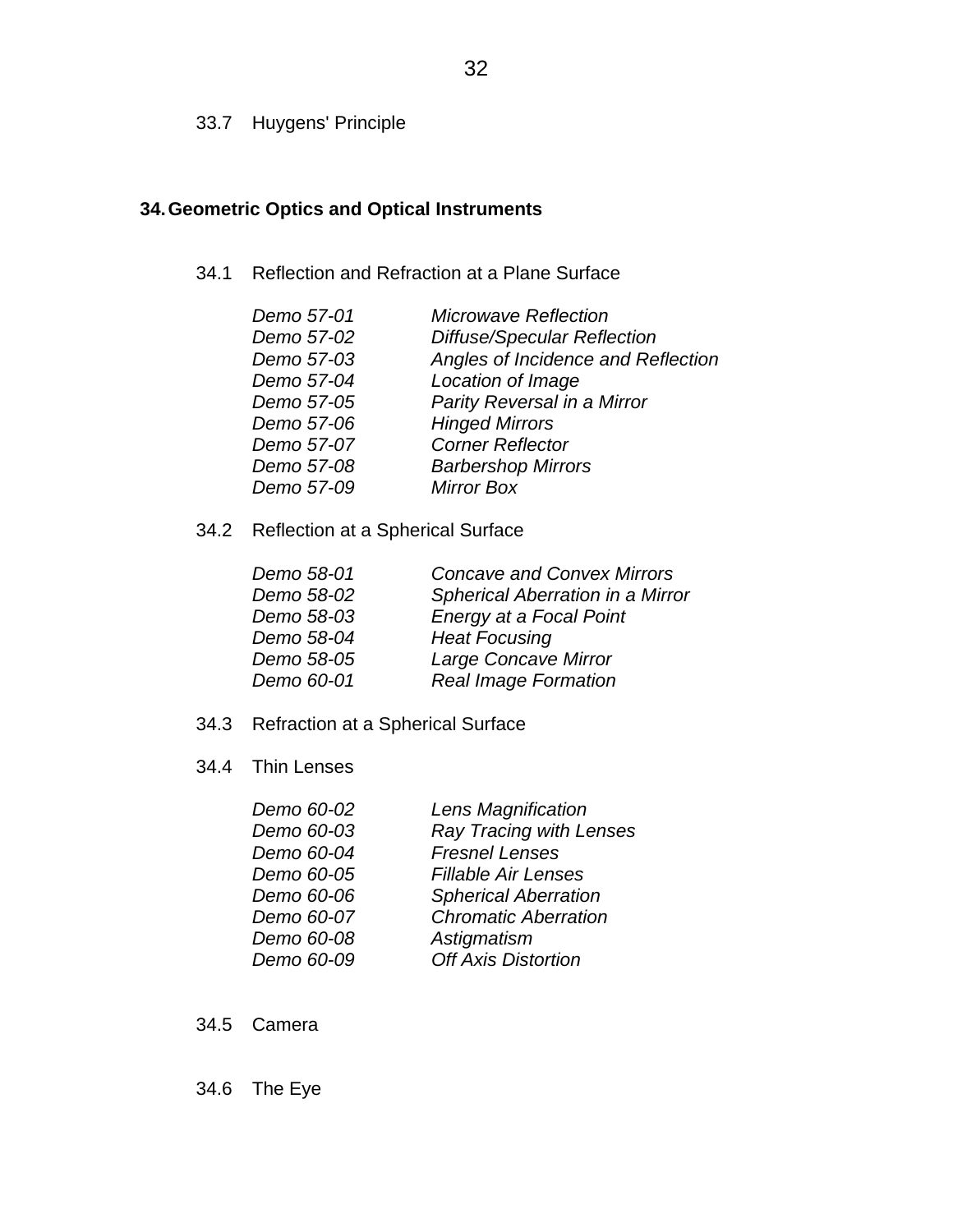### 33.7 Huygens' Principle

## 34. Geometric Optics and Optical Instruments

### 34.1 Reflection and Refraction at a Plane Surface

| | |
|---|---|
| *Demo 57-01* | *Microwave Reflection* |
| *Demo 57-02* | *Diffuse/Specular Reflection* |
| *Demo 57-03* | *Angles of Incidence and Reflection* |
| *Demo 57-04* | *Location of Image* |
| *Demo 57-05* | *Parity Reversal in a Mirror* |
| *Demo 57-06* | *Hinged Mirrors* |
| *Demo 57-07* | *Corner Reflector* |
| *Demo 57-08* | *Barbershop Mirrors* |
| *Demo 57-09* | *Mirror Box* |

### 34.2 Reflection at a Spherical Surface

| | |
|---|---|
| *Demo 58-01* | *Concave and Convex Mirrors* |
| *Demo 58-02* | *Spherical Aberration in a Mirror* |
| *Demo 58-03* | *Energy at a Focal Point* |
| *Demo 58-04* | *Heat Focusing* |
| *Demo 58-05* | *Large Concave Mirror* |
| *Demo 60-01* | *Real Image Formation* |

### 34.3 Refraction at a Spherical Surface

### 34.4 Thin Lenses

| | |
|---|---|
| *Demo 60-02* | *Lens Magnification* |
| *Demo 60-03* | *Ray Tracing with Lenses* |
| *Demo 60-04* | *Fresnel Lenses* |
| *Demo 60-05* | *Fillable Air Lenses* |
| *Demo 60-06* | *Spherical Aberration* |
| *Demo 60-07* | *Chromatic Aberration* |
| *Demo 60-08* | *Astigmatism* |
| *Demo 60-09* | *Off Axis Distortion* |

### 34.5 Camera

### 34.6 The Eye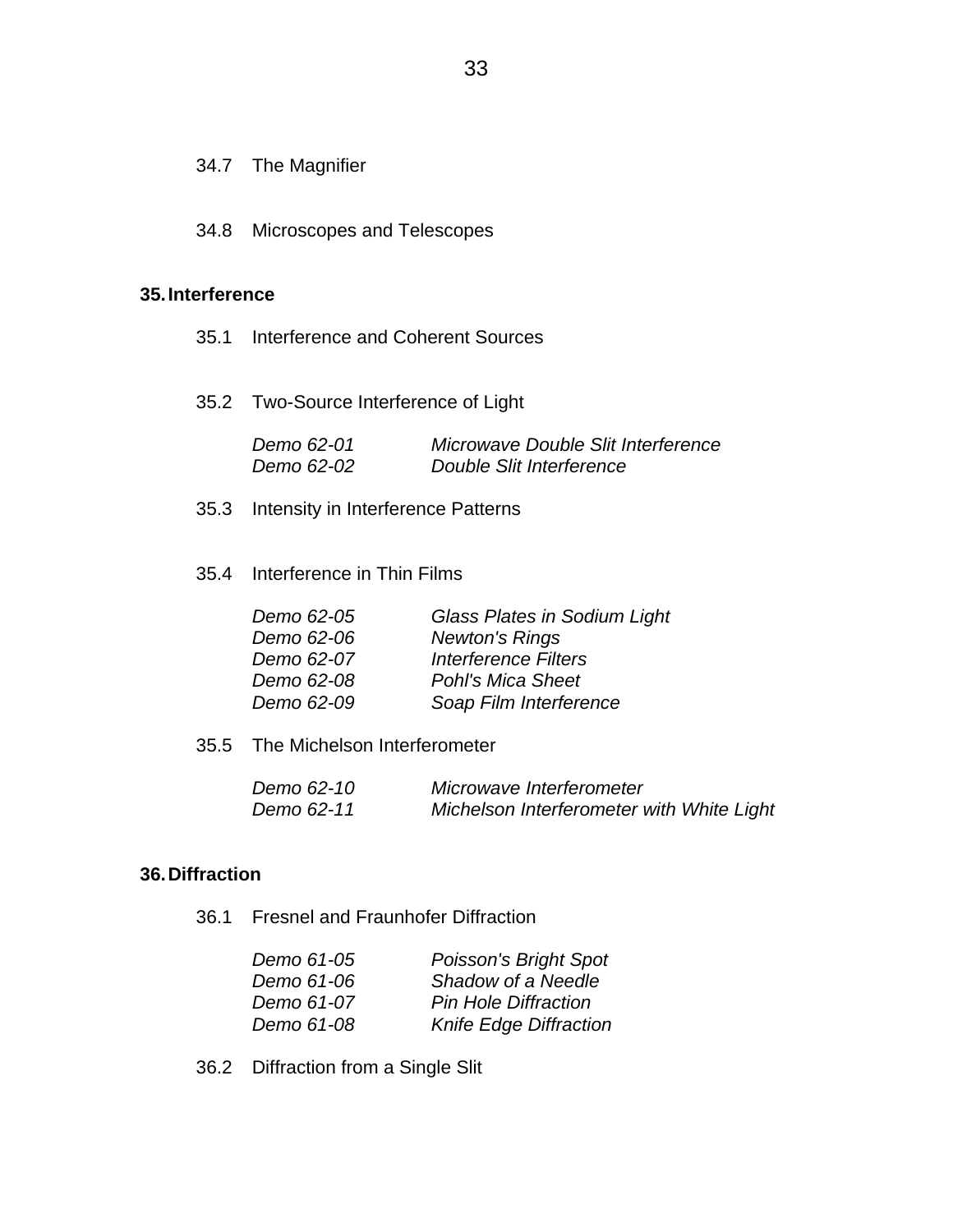34.7 The Magnifier

34.8 Microscopes and Telescopes

## 35. Interference

35.1 Interference and Coherent Sources

35.2 Two-Source Interference of Light

| | |
|---|---|
| *Demo 62-01* | *Microwave Double Slit Interference* |
| *Demo 62-02* | *Double Slit Interference* |

35.3 Intensity in Interference Patterns

35.4 Interference in Thin Films

| | |
|---|---|
| *Demo 62-05* | *Glass Plates in Sodium Light* |
| *Demo 62-06* | *Newton's Rings* |
| *Demo 62-07* | *Interference Filters* |
| *Demo 62-08* | *Pohl's Mica Sheet* |
| *Demo 62-09* | *Soap Film Interference* |

35.5 The Michelson Interferometer

| | |
|---|---|
| *Demo 62-10* | *Microwave Interferometer* |
| *Demo 62-11* | *Michelson Interferometer with White Light* |

## 36. Diffraction

36.1 Fresnel and Fraunhofer Diffraction

| | |
|---|---|
| *Demo 61-05* | *Poisson's Bright Spot* |
| *Demo 61-06* | *Shadow of a Needle* |
| *Demo 61-07* | *Pin Hole Diffraction* |
| *Demo 61-08* | *Knife Edge Diffraction* |

36.2 Diffraction from a Single Slit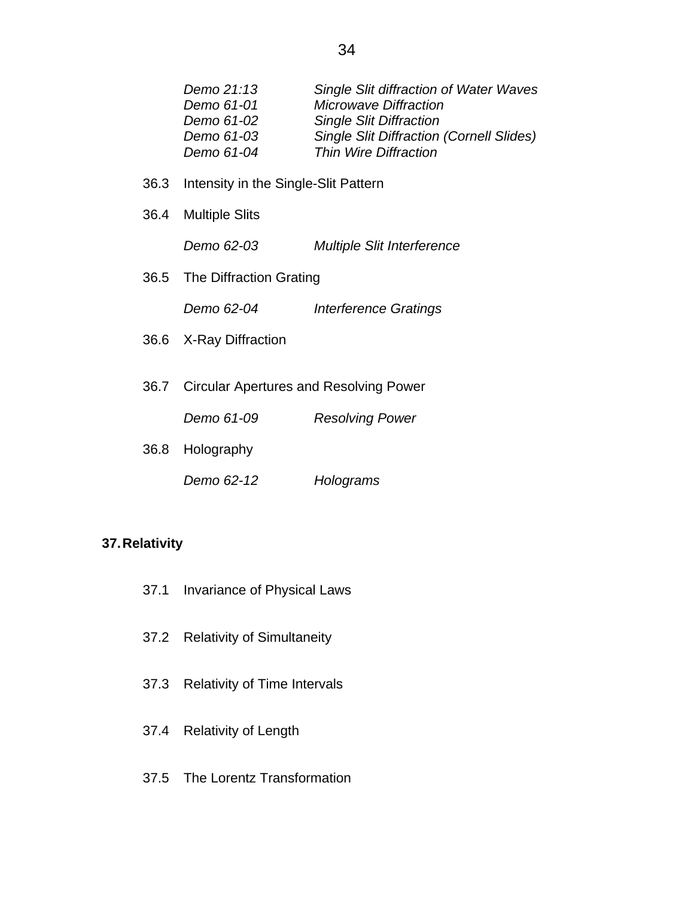*Demo 21:13* *Single Slit diffraction of Water Waves*
*Demo 61-01* *Microwave Diffraction*
*Demo 61-02* *Single Slit Diffraction*
*Demo 61-03* *Single Slit Diffraction (Cornell Slides)*
*Demo 61-04* *Thin Wire Diffraction*

36.3 Intensity in the Single-Slit Pattern

36.4 Multiple Slits

*Demo 62-03* *Multiple Slit Interference*

36.5 The Diffraction Grating

*Demo 62-04* *Interference Gratings*

36.6 X-Ray Diffraction

36.7 Circular Apertures and Resolving Power

*Demo 61-09* *Resolving Power*

36.8 Holography

*Demo 62-12* *Holograms*

## 37. Relativity

37.1 Invariance of Physical Laws

37.2 Relativity of Simultaneity

37.3 Relativity of Time Intervals

37.4 Relativity of Length

37.5 The Lorentz Transformation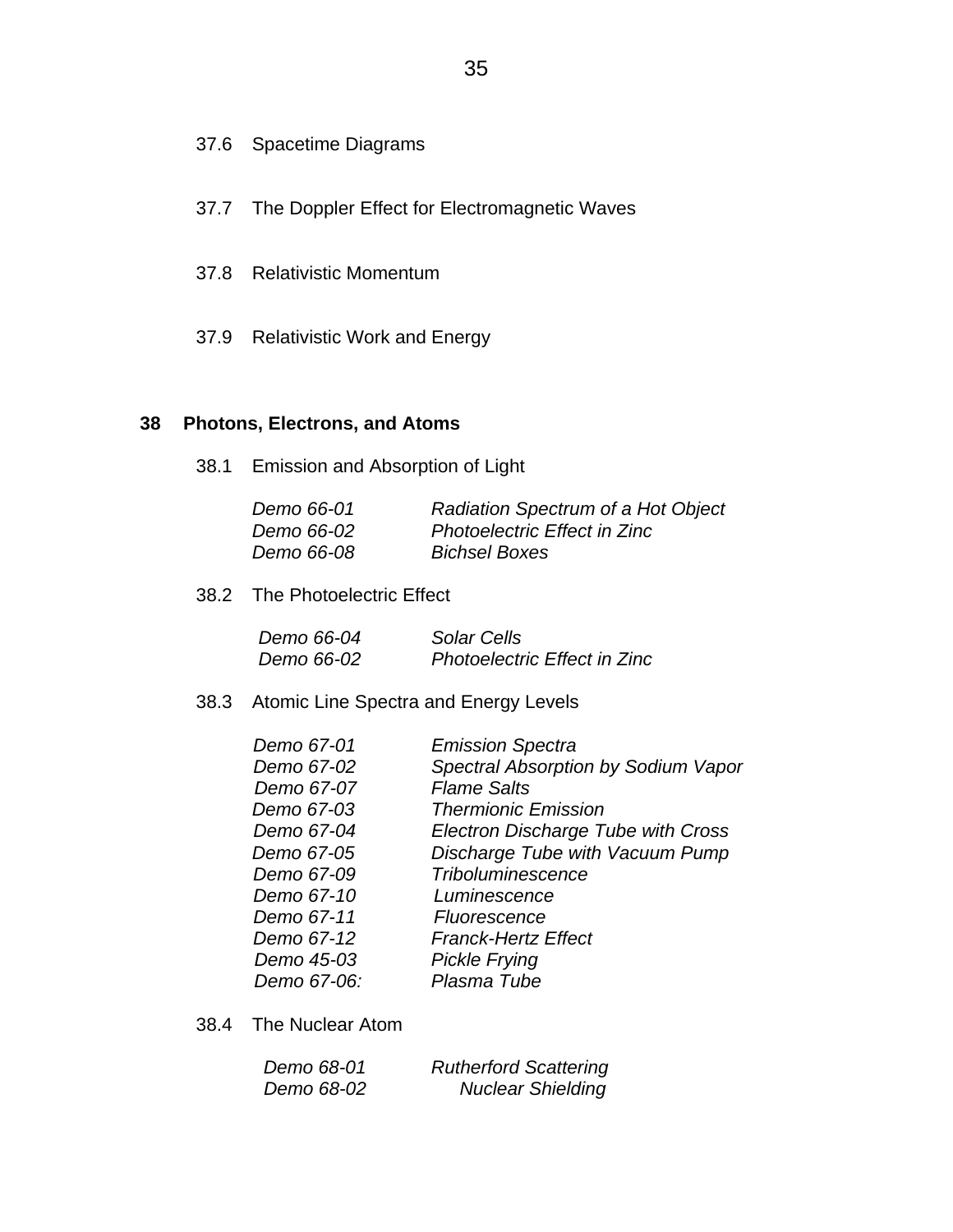37.6 Spacetime Diagrams

37.7 The Doppler Effect for Electromagnetic Waves

37.8 Relativistic Momentum

37.9 Relativistic Work and Energy

## 38 Photons, Electrons, and Atoms

38.1 Emission and Absorption of Light

| | |
|---|---|
| *Demo 66-01* | *Radiation Spectrum of a Hot Object* |
| *Demo 66-02* | *Photoelectric Effect in Zinc* |
| *Demo 66-08* | *Bichsel Boxes* |

38.2 The Photoelectric Effect

| | |
|---|---|
| *Demo 66-04* | *Solar Cells* |
| *Demo 66-02* | *Photoelectric Effect in Zinc* |

38.3 Atomic Line Spectra and Energy Levels

| | |
|---|---|
| *Demo 67-01* | *Emission Spectra* |
| *Demo 67-02* | *Spectral Absorption by Sodium Vapor* |
| *Demo 67-07* | *Flame Salts* |
| *Demo 67-03* | *Thermionic Emission* |
| *Demo 67-04* | *Electron Discharge Tube with Cross* |
| *Demo 67-05* | *Discharge Tube with Vacuum Pump* |
| *Demo 67-09* | *Triboluminescence* |
| *Demo 67-10* | *Luminescence* |
| *Demo 67-11* | *Fluorescence* |
| *Demo 67-12* | *Franck-Hertz Effect* |
| *Demo 45-03* | *Pickle Frying* |
| *Demo 67-06:* | *Plasma Tube* |

38.4 The Nuclear Atom

| | |
|---|---|
| *Demo 68-01* | *Rutherford Scattering* |
| *Demo 68-02* | *Nuclear Shielding* |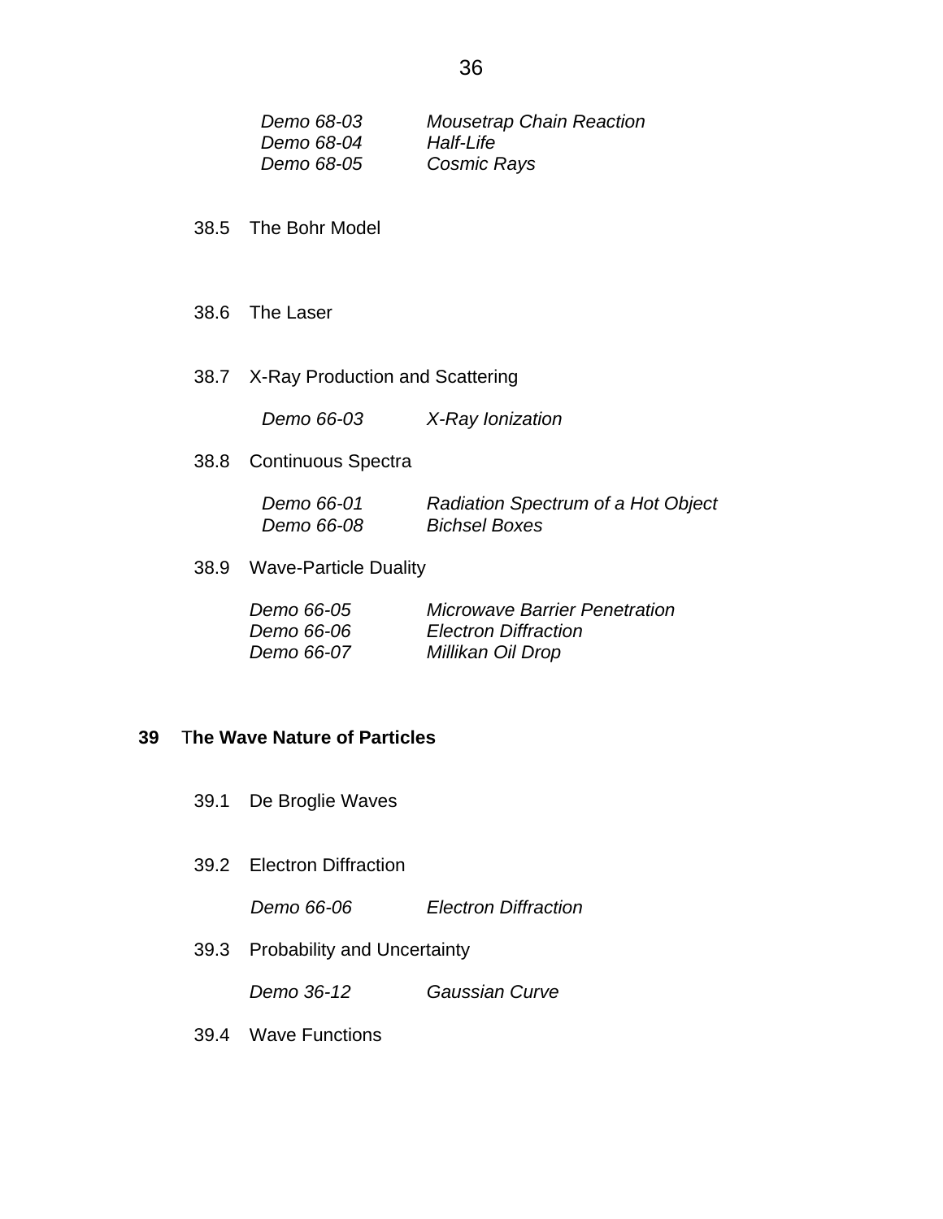| | |
|---|---|
| *Demo 68-03* | *Mousetrap Chain Reaction* |
| *Demo 68-04* | *Half-Life* |
| *Demo 68-05* | *Cosmic Rays* |

38.5 The Bohr Model

38.6 The Laser

38.7 X-Ray Production and Scattering

| | |
|---|---|
| *Demo 66-03* | *X-Ray Ionization* |

38.8 Continuous Spectra

| | |
|---|---|
| *Demo 66-01* | *Radiation Spectrum of a Hot Object* |
| *Demo 66-08* | *Bichsel Boxes* |

38.9 Wave-Particle Duality

| | |
|---|---|
| *Demo 66-05* | *Microwave Barrier Penetration* |
| *Demo 66-06* | *Electron Diffraction* |
| *Demo 66-07* | *Millikan Oil Drop* |

## 39 The Wave Nature of Particles

39.1 De Broglie Waves

39.2 Electron Diffraction

| | |
|---|---|
| *Demo 66-06* | *Electron Diffraction* |

39.3 Probability and Uncertainty

| | |
|---|---|
| *Demo 36-12* | *Gaussian Curve* |

39.4 Wave Functions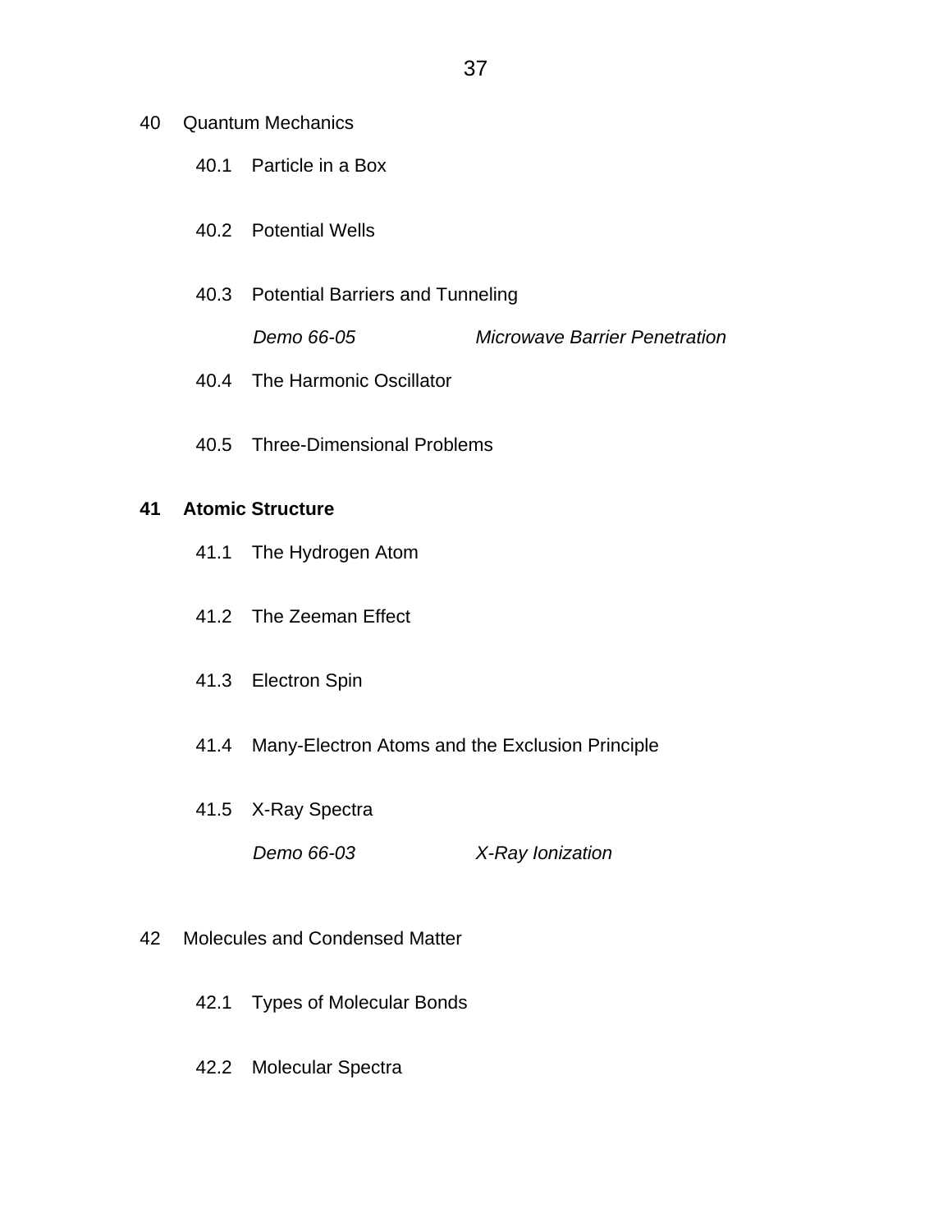40 Quantum Mechanics

- 40.1 Particle in a Box
- 40.2 Potential Wells
- 40.3 Potential Barriers and Tunneling

  *Demo 66-05* *Microwave Barrier Penetration*

- 40.4 The Harmonic Oscillator
- 40.5 Three-Dimensional Problems

**41 Atomic Structure**

- 41.1 The Hydrogen Atom
- 41.2 The Zeeman Effect
- 41.3 Electron Spin
- 41.4 Many-Electron Atoms and the Exclusion Principle
- 41.5 X-Ray Spectra

  *Demo 66-03* *X-Ray Ionization*

42 Molecules and Condensed Matter

- 42.1 Types of Molecular Bonds
- 42.2 Molecular Spectra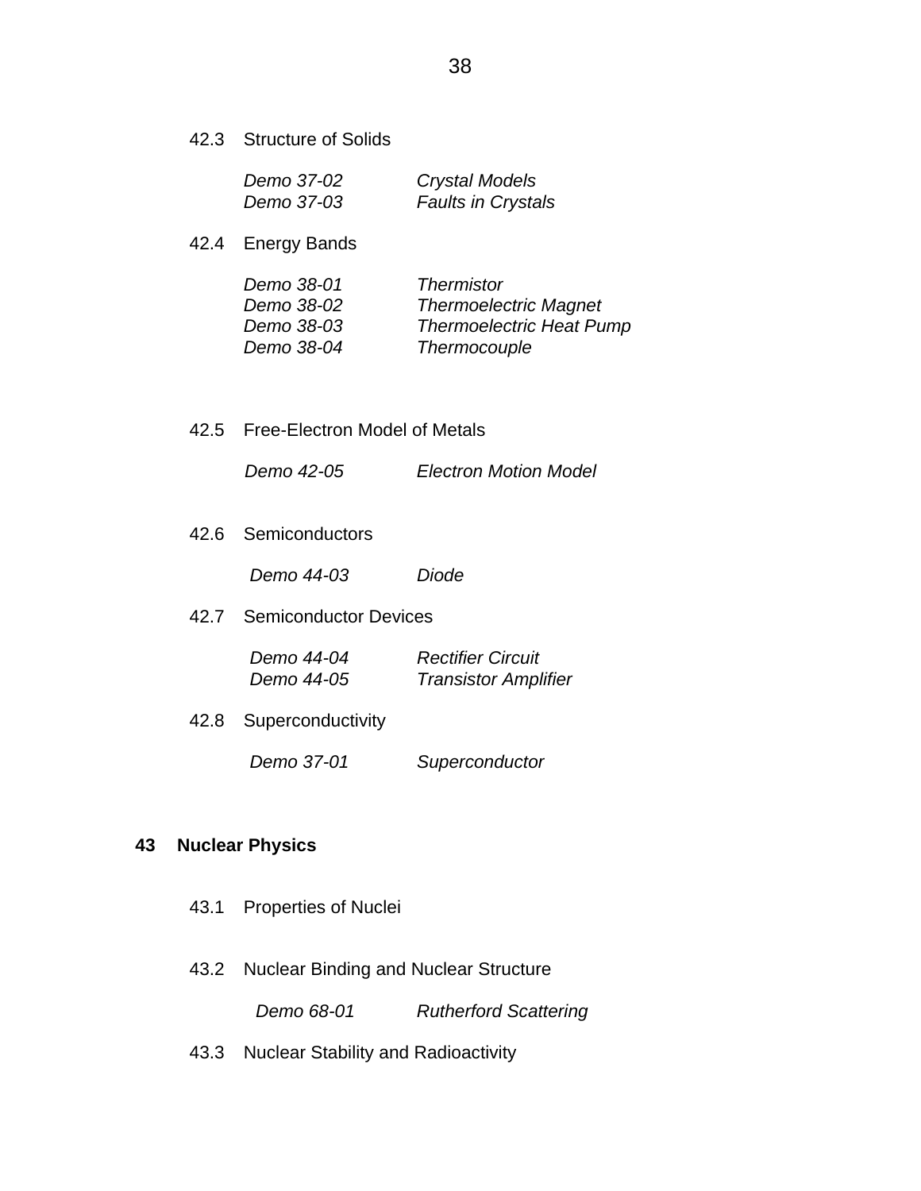42.3 Structure of Solids

*Demo 37-02* *Crystal Models*
*Demo 37-03* *Faults in Crystals*

42.4 Energy Bands

*Demo 38-01* *Thermistor*
*Demo 38-02* *Thermoelectric Magnet*
*Demo 38-03* *Thermoelectric Heat Pump*
*Demo 38-04* *Thermocouple*

42.5 Free-Electron Model of Metals

*Demo 42-05* *Electron Motion Model*

42.6 Semiconductors

*Demo 44-03* *Diode*

42.7 Semiconductor Devices

*Demo 44-04* *Rectifier Circuit*
*Demo 44-05* *Transistor Amplifier*

42.8 Superconductivity

*Demo 37-01* *Superconductor*

## 43 Nuclear Physics

43.1 Properties of Nuclei

43.2 Nuclear Binding and Nuclear Structure

*Demo 68-01* *Rutherford Scattering*

43.3 Nuclear Stability and Radioactivity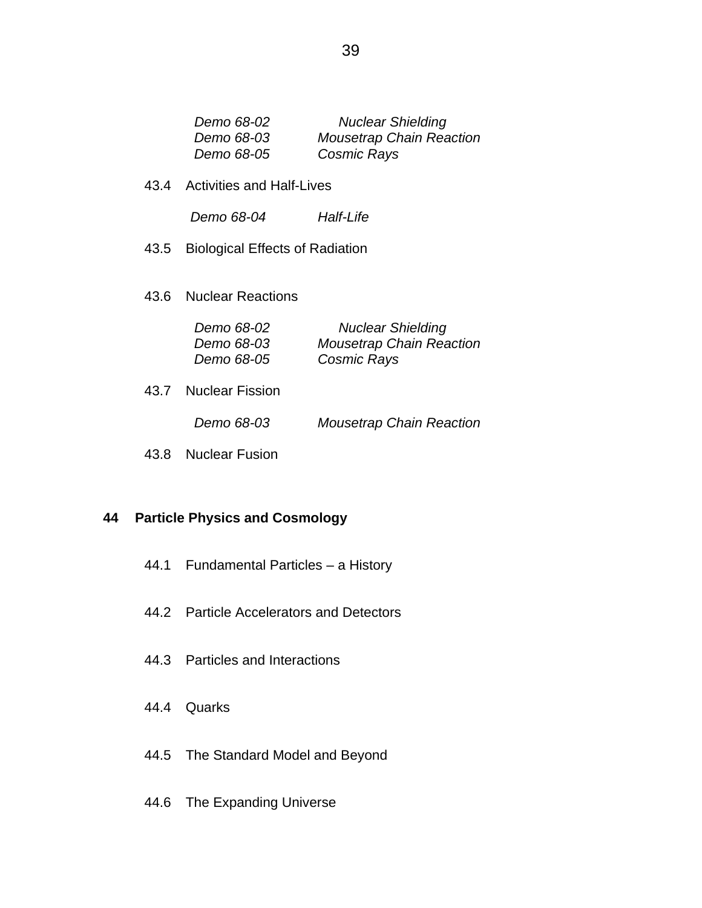*Demo 68-02* *Nuclear Shielding*
*Demo 68-03* *Mousetrap Chain Reaction*
*Demo 68-05* *Cosmic Rays*

43.4 Activities and Half-Lives

*Demo 68-04* *Half-Life*

43.5 Biological Effects of Radiation

43.6 Nuclear Reactions

*Demo 68-02* *Nuclear Shielding*
*Demo 68-03* *Mousetrap Chain Reaction*
*Demo 68-05* *Cosmic Rays*

43.7 Nuclear Fission

*Demo 68-03* *Mousetrap Chain Reaction*

43.8 Nuclear Fusion

## 44 Particle Physics and Cosmology

44.1 Fundamental Particles – a History

44.2 Particle Accelerators and Detectors

44.3 Particles and Interactions

44.4 Quarks

44.5 The Standard Model and Beyond

44.6 The Expanding Universe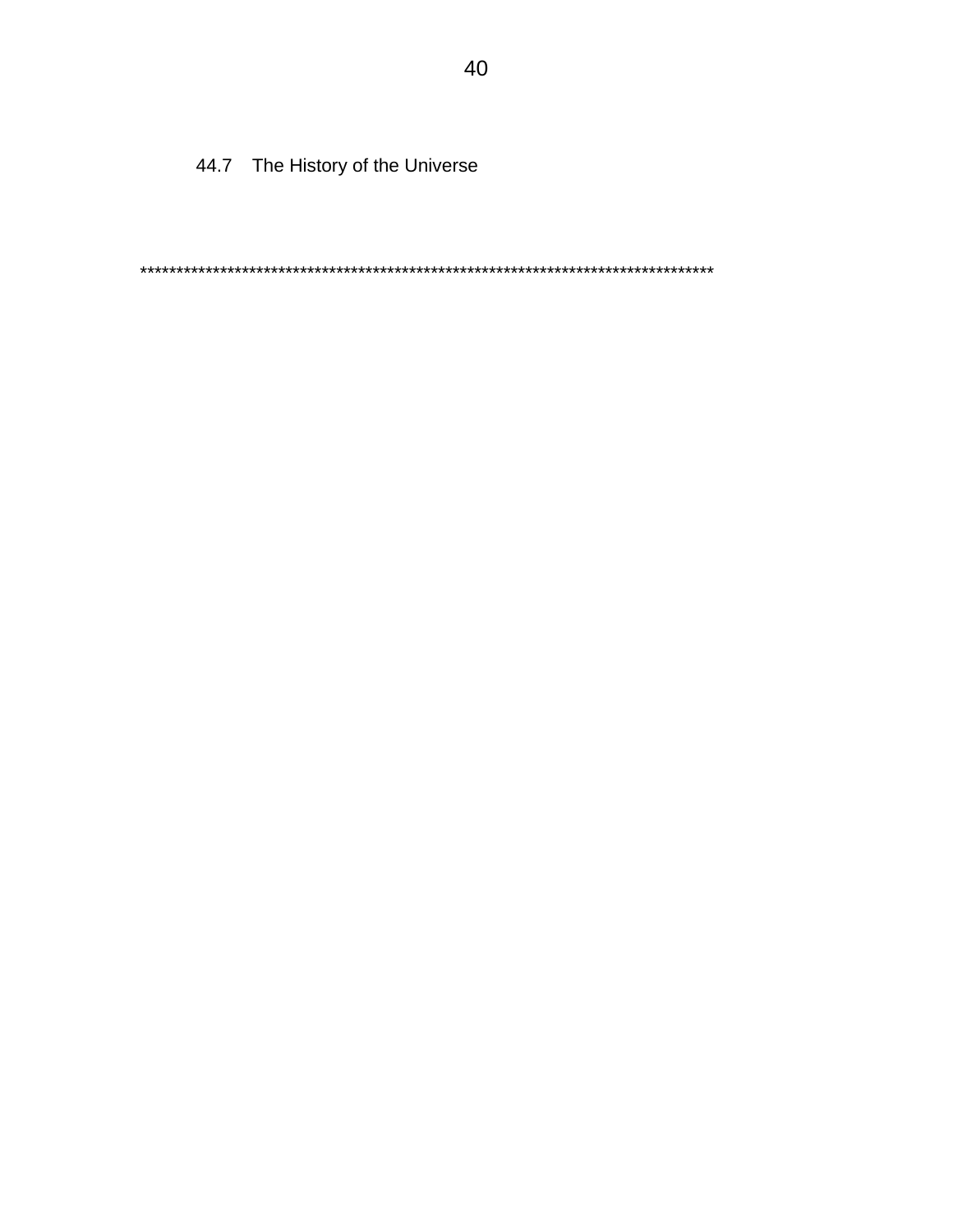44.7 The History of the Universe

*******************************************************************************